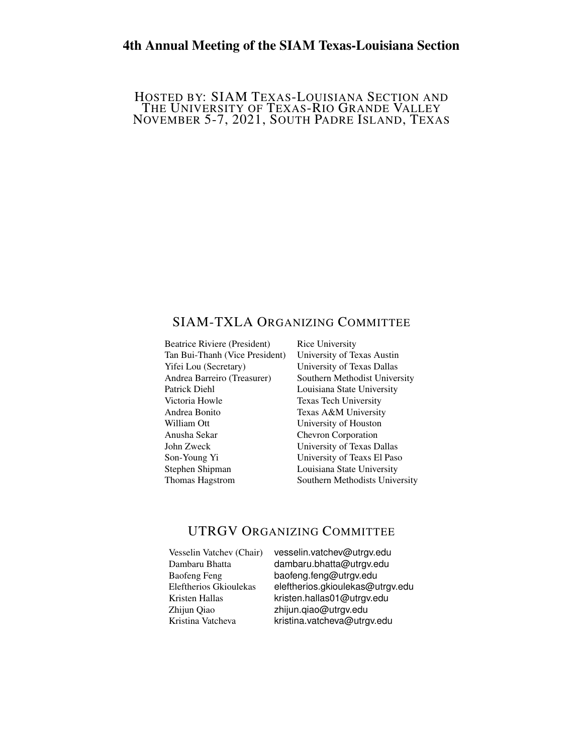# 4th Annual Meeting of the SIAM Texas-Louisiana Section

HOSTED BY: SIAM TEXAS-LOUISIANA SECTION AND
THE UNIVERSITY OF TEXAS-RIO GRANDE VALLEY
NOVEMBER 5-7, 2021, SOUTH PADRE ISLAND, TEXAS

## SIAM-TXLA ORGANIZING COMMITTEE

| | |
|---|---|
| Beatrice Riviere (President) | Rice University |
| Tan Bui-Thanh (Vice President) | University of Texas Austin |
| Yifei Lou (Secretary) | University of Texas Dallas |
| Andrea Barreiro (Treasurer) | Southern Methodist University |
| Patrick Diehl | Louisiana State University |
| Victoria Howle | Texas Tech University |
| Andrea Bonito | Texas A&M University |
| William Ott | University of Houston |
| Anusha Sekar | Chevron Corporation |
| John Zweck | University of Texas Dallas |
| Son-Young Yi | University of Teaxs El Paso |
| Stephen Shipman | Louisiana State University |
| Thomas Hagstrom | Southern Methodists University |

## UTRGV ORGANIZING COMMITTEE

| | |
|---|---|
| Vesselin Vatchev (Chair) | vesselin.vatchev@utrgv.edu |
| Dambaru Bhatta | dambaru.bhatta@utrgv.edu |
| Baofeng Feng | baofeng.feng@utrgv.edu |
| Eleftherios Gkioulekas | eleftherios.gkioulekas@utrgv.edu |
| Kristen Hallas | kristen.hallas01@utrgv.edu |
| Zhijun Qiao | zhijun.qiao@utrgv.edu |
| Kristina Vatcheva | kristina.vatcheva@utrgv.edu |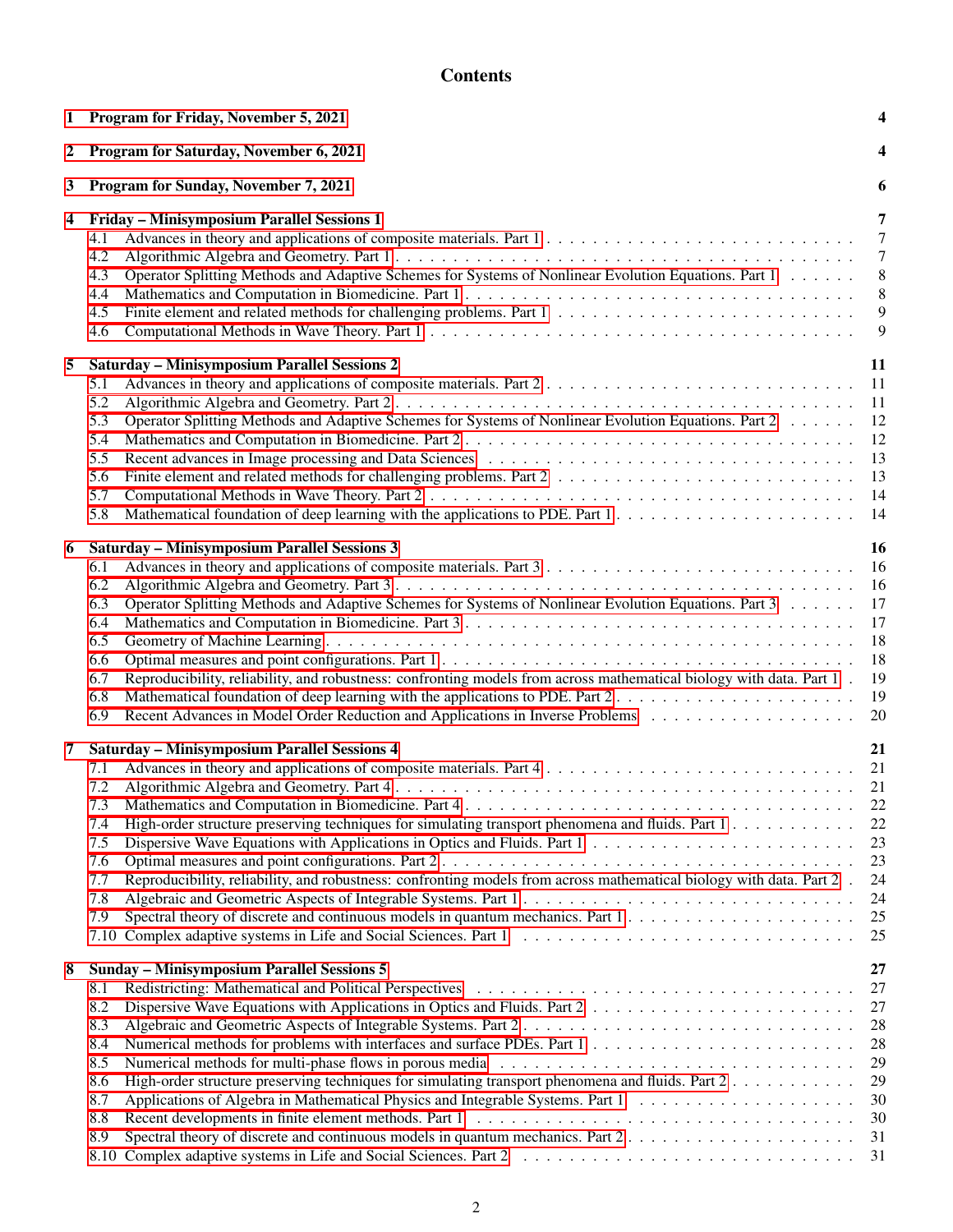# Contents

| | | |
|---|---|---|
| **1** | **Program for Friday, November 5, 2021** | **4** |
| **2** | **Program for Saturday, November 6, 2021** | **4** |
| **3** | **Program for Sunday, November 7, 2021** | **6** |
| **4** | **Friday – Minisymposium Parallel Sessions 1** | **7** |
| 4.1 | Advances in theory and applications of composite materials. Part 1 | 7 |
| 4.2 | Algorithmic Algebra and Geometry. Part 1 | 7 |
| 4.3 | Operator Splitting Methods and Adaptive Schemes for Systems of Nonlinear Evolution Equations. Part 1 | 8 |
| 4.4 | Mathematics and Computation in Biomedicine. Part 1 | 8 |
| 4.5 | Finite element and related methods for challenging problems. Part 1 | 9 |
| 4.6 | Computational Methods in Wave Theory. Part 1 | 9 |
| **5** | **Saturday – Minisymposium Parallel Sessions 2** | **11** |
| 5.1 | Advances in theory and applications of composite materials. Part 2 | 11 |
| 5.2 | Algorithmic Algebra and Geometry. Part 2 | 11 |
| 5.3 | Operator Splitting Methods and Adaptive Schemes for Systems of Nonlinear Evolution Equations. Part 2 | 12 |
| 5.4 | Mathematics and Computation in Biomedicine. Part 2 | 12 |
| 5.5 | Recent advances in Image processing and Data Sciences | 13 |
| 5.6 | Finite element and related methods for challenging problems. Part 2 | 13 |
| 5.7 | Computational Methods in Wave Theory. Part 2 | 14 |
| 5.8 | Mathematical foundation of deep learning with the applications to PDE. Part 1 | 14 |
| **6** | **Saturday – Minisymposium Parallel Sessions 3** | **16** |
| 6.1 | Advances in theory and applications of composite materials. Part 3 | 16 |
| 6.2 | Algorithmic Algebra and Geometry. Part 3 | 16 |
| 6.3 | Operator Splitting Methods and Adaptive Schemes for Systems of Nonlinear Evolution Equations. Part 3 | 17 |
| 6.4 | Mathematics and Computation in Biomedicine. Part 3 | 17 |
| 6.5 | Geometry of Machine Learning | 18 |
| 6.6 | Optimal measures and point configurations. Part 1 | 18 |
| 6.7 | Reproducibility, reliability, and robustness: confronting models from across mathematical biology with data. Part 1 | 19 |
| 6.8 | Mathematical foundation of deep learning with the applications to PDE. Part 2 | 19 |
| 6.9 | Recent Advances in Model Order Reduction and Applications in Inverse Problems | 20 |
| **7** | **Saturday – Minisymposium Parallel Sessions 4** | **21** |
| 7.1 | Advances in theory and applications of composite materials. Part 4 | 21 |
| 7.2 | Algorithmic Algebra and Geometry. Part 4 | 21 |
| 7.3 | Mathematics and Computation in Biomedicine. Part 4 | 22 |
| 7.4 | High-order structure preserving techniques for simulating transport phenomena and fluids. Part 1 | 22 |
| 7.5 | Dispersive Wave Equations with Applications in Optics and Fluids. Part 1 | 23 |
| 7.6 | Optimal measures and point configurations. Part 2 | 23 |
| 7.7 | Reproducibility, reliability, and robustness: confronting models from across mathematical biology with data. Part 2 | 24 |
| 7.8 | Algebraic and Geometric Aspects of Integrable Systems. Part 1 | 24 |
| 7.9 | Spectral theory of discrete and continuous models in quantum mechanics. Part 1 | 25 |
| 7.10 | Complex adaptive systems in Life and Social Sciences. Part 1 | 25 |
| **8** | **Sunday – Minisymposium Parallel Sessions 5** | **27** |
| 8.1 | Redistricting: Mathematical and Political Perspectives | 27 |
| 8.2 | Dispersive Wave Equations with Applications in Optics and Fluids. Part 2 | 27 |
| 8.3 | Algebraic and Geometric Aspects of Integrable Systems. Part 2 | 28 |
| 8.4 | Numerical methods for problems with interfaces and surface PDEs. Part 1 | 28 |
| 8.5 | Numerical methods for multi-phase flows in porous media | 29 |
| 8.6 | High-order structure preserving techniques for simulating transport phenomena and fluids. Part 2 | 29 |
| 8.7 | Applications of Algebra in Mathematical Physics and Integrable Systems. Part 1 | 30 |
| 8.8 | Recent developments in finite element methods. Part 1 | 30 |
| 8.9 | Spectral theory of discrete and continuous models in quantum mechanics. Part 2 | 31 |
| 8.10 | Complex adaptive systems in Life and Social Sciences. Part 2 | 31 |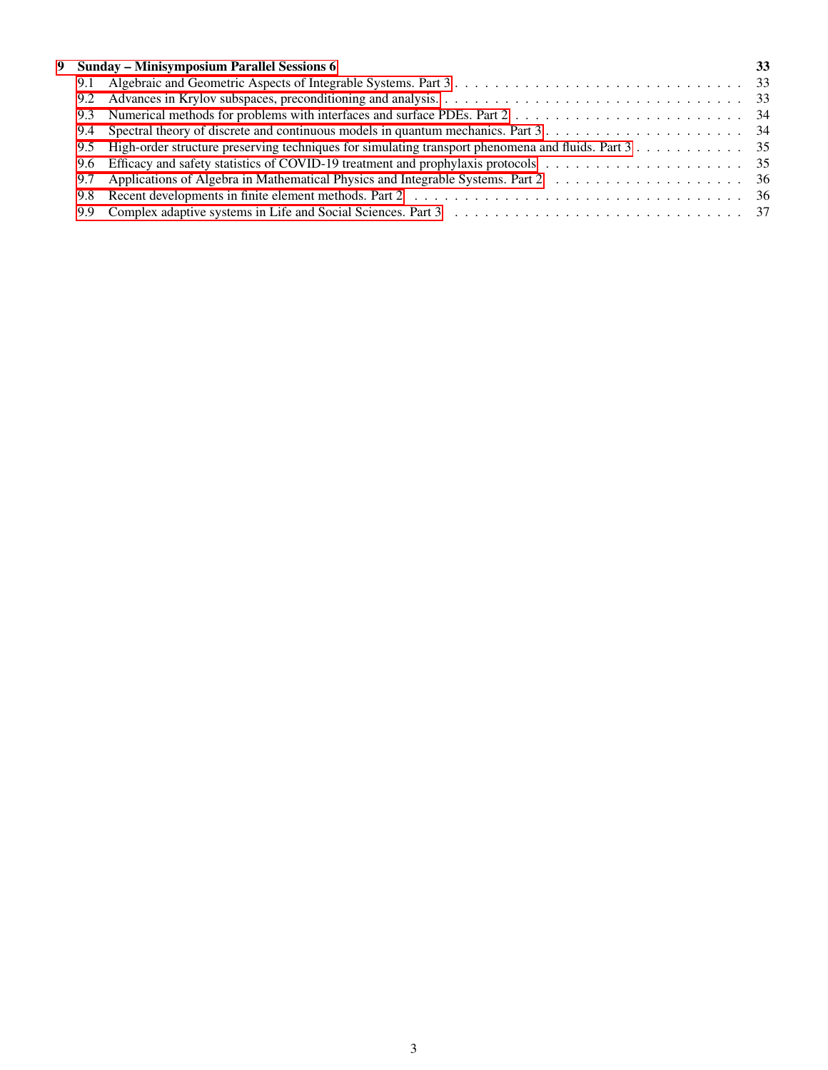**9 Sunday – Minisymposium Parallel Sessions 6** **33**

- 9.1 Algebraic and Geometric Aspects of Integrable Systems. Part 3 . . . . . 33
- 9.2 Advances in Krylov subspaces, preconditioning and analysis. . . . . . 33
- 9.3 Numerical methods for problems with interfaces and surface PDEs. Part 2 . . . . . 34
- 9.4 Spectral theory of discrete and continuous models in quantum mechanics. Part 3 . . . . . 34
- 9.5 High-order structure preserving techniques for simulating transport phenomena and fluids. Part 3 . . . . . 35
- 9.6 Efficacy and safety statistics of COVID-19 treatment and prophylaxis protocols . . . . . 35
- 9.7 Applications of Algebra in Mathematical Physics and Integrable Systems. Part 2 . . . . . 36
- 9.8 Recent developments in finite element methods. Part 2 . . . . . 36
- 9.9 Complex adaptive systems in Life and Social Sciences. Part 3 . . . . . 37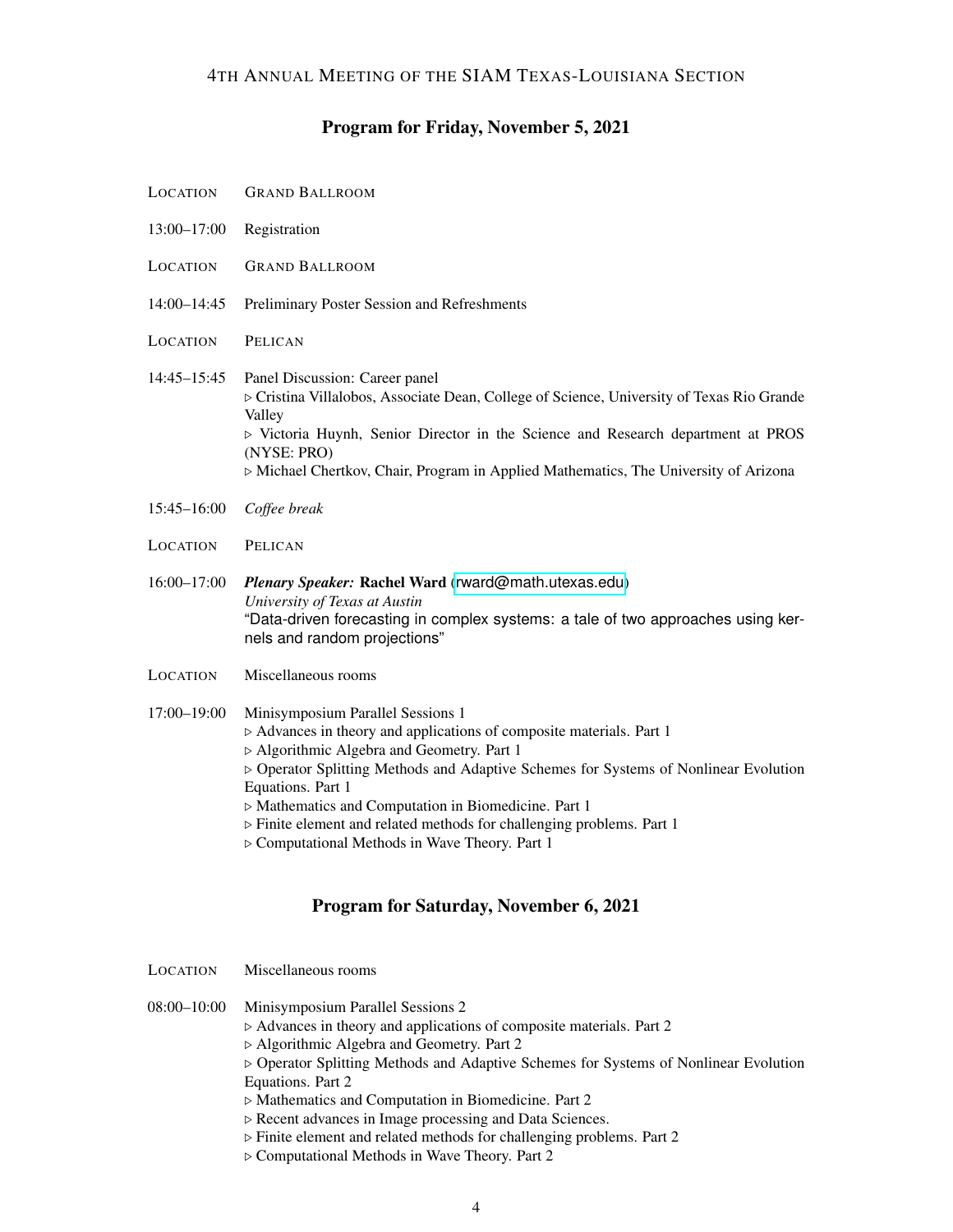4TH ANNUAL MEETING OF THE SIAM TEXAS-LOUISIANA SECTION

## Program for Friday, November 5, 2021

LOCATION GRAND BALLROOM

13:00–17:00 Registration

LOCATION GRAND BALLROOM

14:00–14:45 Preliminary Poster Session and Refreshments

LOCATION PELICAN

14:45–15:45 Panel Discussion: Career panel
▷ Cristina Villalobos, Associate Dean, College of Science, University of Texas Rio Grande Valley
▷ Victoria Huynh, Senior Director in the Science and Research department at PROS (NYSE: PRO)
▷ Michael Chertkov, Chair, Program in Applied Mathematics, The University of Arizona

15:45–16:00 *Coffee break*

LOCATION PELICAN

16:00–17:00 ***Plenary Speaker:*** **Rachel Ward** (rward@math.utexas.edu)
*University of Texas at Austin*
"Data-driven forecasting in complex systems: a tale of two approaches using kernels and random projections"

LOCATION Miscellaneous rooms

17:00–19:00 Minisymposium Parallel Sessions 1
▷ Advances in theory and applications of composite materials. Part 1
▷ Algorithmic Algebra and Geometry. Part 1
▷ Operator Splitting Methods and Adaptive Schemes for Systems of Nonlinear Evolution Equations. Part 1
▷ Mathematics and Computation in Biomedicine. Part 1
▷ Finite element and related methods for challenging problems. Part 1
▷ Computational Methods in Wave Theory. Part 1

## Program for Saturday, November 6, 2021

LOCATION Miscellaneous rooms

08:00–10:00 Minisymposium Parallel Sessions 2
▷ Advances in theory and applications of composite materials. Part 2
▷ Algorithmic Algebra and Geometry. Part 2
▷ Operator Splitting Methods and Adaptive Schemes for Systems of Nonlinear Evolution Equations. Part 2
▷ Mathematics and Computation in Biomedicine. Part 2
▷ Recent advances in Image processing and Data Sciences.
▷ Finite element and related methods for challenging problems. Part 2
▷ Computational Methods in Wave Theory. Part 2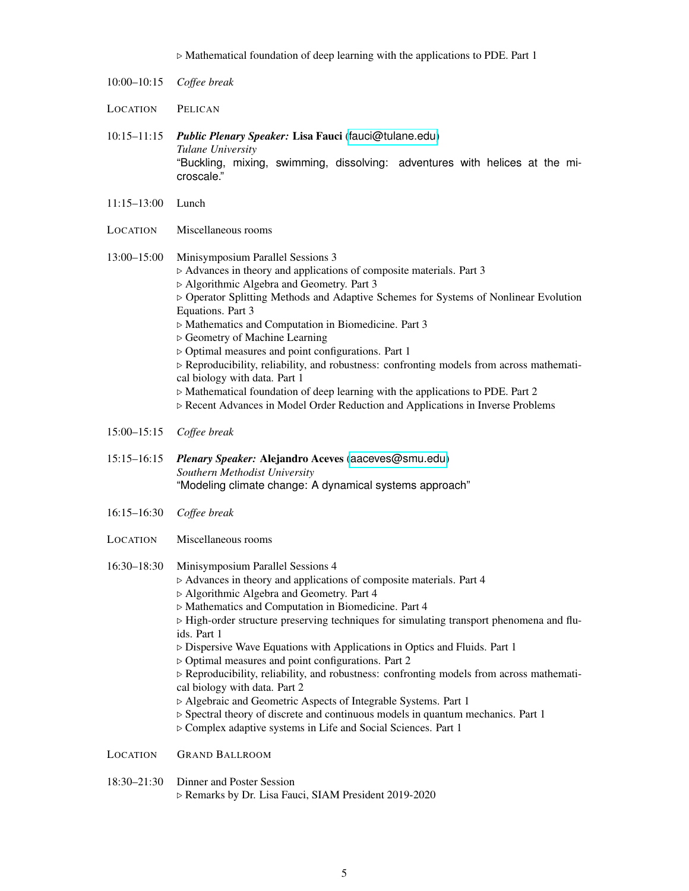▷ Mathematical foundation of deep learning with the applications to PDE. Part 1

10:00–10:15 *Coffee break*

LOCATION PELICAN

10:15–11:15 ***Public Plenary Speaker:*** **Lisa Fauci** (fauci@tulane.edu)
*Tulane University*
"Buckling, mixing, swimming, dissolving: adventures with helices at the microscale."

11:15–13:00 Lunch

LOCATION Miscellaneous rooms

13:00–15:00 Minisymposium Parallel Sessions 3
▷ Advances in theory and applications of composite materials. Part 3
▷ Algorithmic Algebra and Geometry. Part 3
▷ Operator Splitting Methods and Adaptive Schemes for Systems of Nonlinear Evolution Equations. Part 3
▷ Mathematics and Computation in Biomedicine. Part 3
▷ Geometry of Machine Learning
▷ Optimal measures and point configurations. Part 1
▷ Reproducibility, reliability, and robustness: confronting models from across mathematical biology with data. Part 1
▷ Mathematical foundation of deep learning with the applications to PDE. Part 2
▷ Recent Advances in Model Order Reduction and Applications in Inverse Problems

15:00–15:15 *Coffee break*

15:15–16:15 ***Plenary Speaker:*** **Alejandro Aceves** (aaceves@smu.edu)
*Southern Methodist University*
"Modeling climate change: A dynamical systems approach"

16:15–16:30 *Coffee break*

LOCATION Miscellaneous rooms

16:30–18:30 Minisymposium Parallel Sessions 4
▷ Advances in theory and applications of composite materials. Part 4
▷ Algorithmic Algebra and Geometry. Part 4
▷ Mathematics and Computation in Biomedicine. Part 4
▷ High-order structure preserving techniques for simulating transport phenomena and fluids. Part 1
▷ Dispersive Wave Equations with Applications in Optics and Fluids. Part 1
▷ Optimal measures and point configurations. Part 2
▷ Reproducibility, reliability, and robustness: confronting models from across mathematical biology with data. Part 2
▷ Algebraic and Geometric Aspects of Integrable Systems. Part 1
▷ Spectral theory of discrete and continuous models in quantum mechanics. Part 1
▷ Complex adaptive systems in Life and Social Sciences. Part 1

LOCATION GRAND BALLROOM

18:30–21:30 Dinner and Poster Session
▷ Remarks by Dr. Lisa Fauci, SIAM President 2019-2020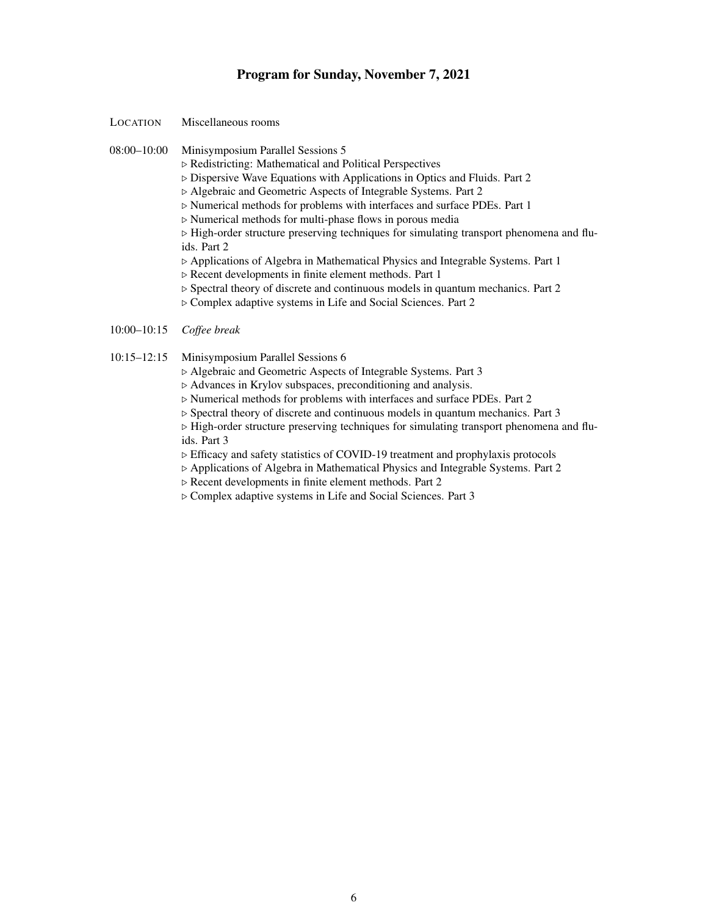# Program for Sunday, November 7, 2021

LOCATION Miscellaneous rooms

08:00–10:00 Minisymposium Parallel Sessions 5

- ▷ Redistricting: Mathematical and Political Perspectives
- ▷ Dispersive Wave Equations with Applications in Optics and Fluids. Part 2
- ▷ Algebraic and Geometric Aspects of Integrable Systems. Part 2
- ▷ Numerical methods for problems with interfaces and surface PDEs. Part 1
- ▷ Numerical methods for multi-phase flows in porous media
- ▷ High-order structure preserving techniques for simulating transport phenomena and fluids. Part 2
- ▷ Applications of Algebra in Mathematical Physics and Integrable Systems. Part 1
- ▷ Recent developments in finite element methods. Part 1
- ▷ Spectral theory of discrete and continuous models in quantum mechanics. Part 2
- ▷ Complex adaptive systems in Life and Social Sciences. Part 2

10:00–10:15 *Coffee break*

10:15–12:15 Minisymposium Parallel Sessions 6

- ▷ Algebraic and Geometric Aspects of Integrable Systems. Part 3
- ▷ Advances in Krylov subspaces, preconditioning and analysis.
- ▷ Numerical methods for problems with interfaces and surface PDEs. Part 2
- ▷ Spectral theory of discrete and continuous models in quantum mechanics. Part 3
- ▷ High-order structure preserving techniques for simulating transport phenomena and fluids. Part 3
- ▷ Efficacy and safety statistics of COVID-19 treatment and prophylaxis protocols
- ▷ Applications of Algebra in Mathematical Physics and Integrable Systems. Part 2
- ▷ Recent developments in finite element methods. Part 2
- ▷ Complex adaptive systems in Life and Social Sciences. Part 3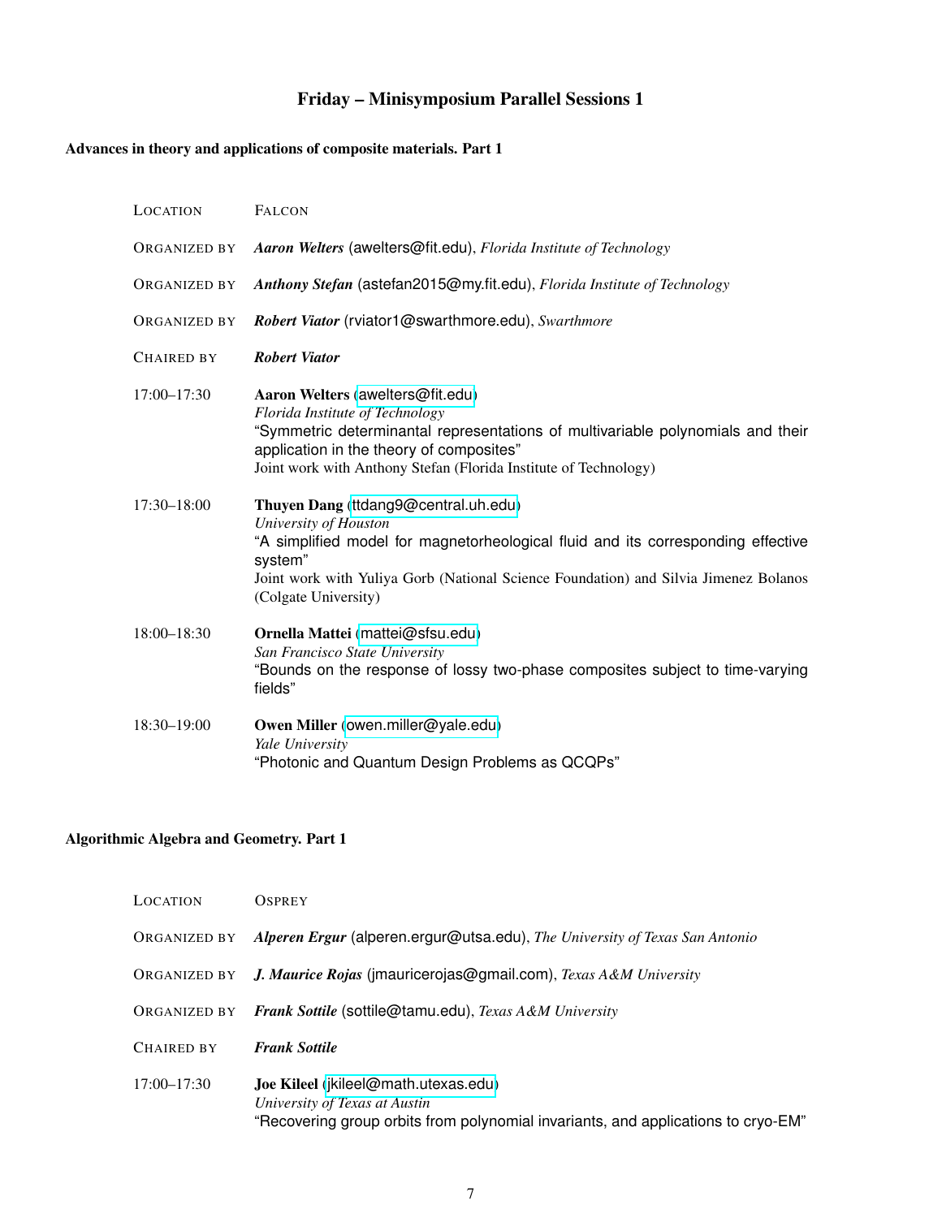# Friday – Minisymposium Parallel Sessions 1

## Advances in theory and applications of composite materials. Part 1

LOCATION FALCON

ORGANIZED BY ***Aaron Welters*** (awelters@fit.edu), *Florida Institute of Technology*

ORGANIZED BY ***Anthony Stefan*** (astefan2015@my.fit.edu), *Florida Institute of Technology*

ORGANIZED BY ***Robert Viator*** (rviator1@swarthmore.edu), *Swarthmore*

CHAIRED BY ***Robert Viator***

17:00–17:30 **Aaron Welters** (awelters@fit.edu)
*Florida Institute of Technology*
"Symmetric determinantal representations of multivariable polynomials and their application in the theory of composites"
Joint work with Anthony Stefan (Florida Institute of Technology)

17:30–18:00 **Thuyen Dang** (ttdang9@central.uh.edu)
*University of Houston*
"A simplified model for magnetorheological fluid and its corresponding effective system"
Joint work with Yuliya Gorb (National Science Foundation) and Silvia Jimenez Bolanos (Colgate University)

18:00–18:30 **Ornella Mattei** (mattei@sfsu.edu)
*San Francisco State University*
"Bounds on the response of lossy two-phase composites subject to time-varying fields"

18:30–19:00 **Owen Miller** (owen.miller@yale.edu)
*Yale University*
"Photonic and Quantum Design Problems as QCQPs"

## Algorithmic Algebra and Geometry. Part 1

LOCATION OSPREY

ORGANIZED BY ***Alperen Ergur*** (alperen.ergur@utsa.edu), *The University of Texas San Antonio*

ORGANIZED BY ***J. Maurice Rojas*** (jmauricerojas@gmail.com), *Texas A&M University*

ORGANIZED BY ***Frank Sottile*** (sottile@tamu.edu), *Texas A&M University*

CHAIRED BY ***Frank Sottile***

17:00–17:30 **Joe Kileel** (jkileel@math.utexas.edu)
*University of Texas at Austin*
"Recovering group orbits from polynomial invariants, and applications to cryo-EM"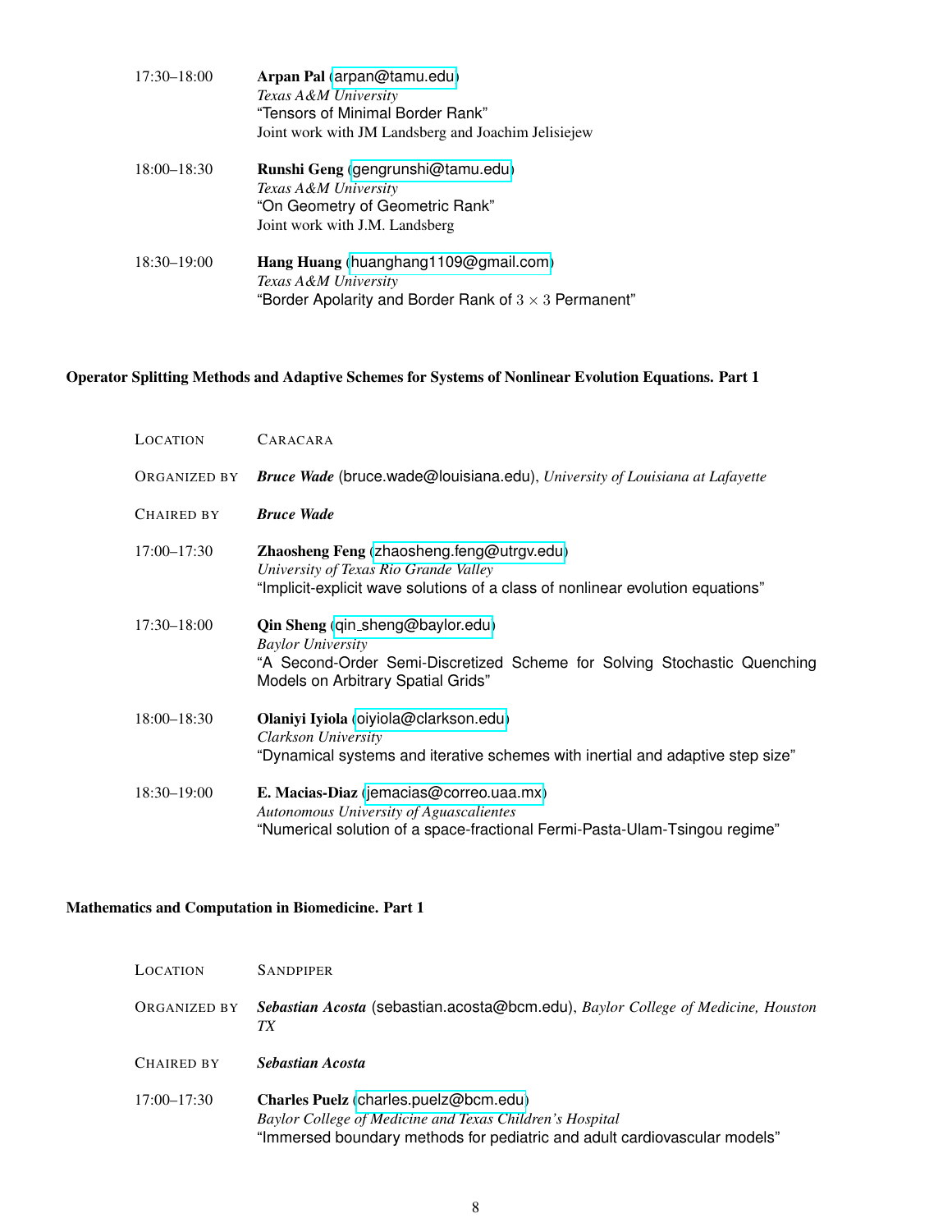17:30–18:00 **Arpan Pal** (arpan@tamu.edu)
*Texas A&M University*
"Tensors of Minimal Border Rank"
Joint work with JM Landsberg and Joachim Jelisiejew

18:00–18:30 **Runshi Geng** (gengrunshi@tamu.edu)
*Texas A&M University*
"On Geometry of Geometric Rank"
Joint work with J.M. Landsberg

18:30–19:00 **Hang Huang** (huanghang1109@gmail.com)
*Texas A&M University*
"Border Apolarity and Border Rank of $3 \times 3$ Permanent"

### Operator Splitting Methods and Adaptive Schemes for Systems of Nonlinear Evolution Equations. Part 1

LOCATION CARACARA

ORGANIZED BY ***Bruce Wade*** (bruce.wade@louisiana.edu), *University of Louisiana at Lafayette*

CHAIRED BY ***Bruce Wade***

17:00–17:30 **Zhaosheng Feng** (zhaosheng.feng@utrgv.edu)
*University of Texas Rio Grande Valley*
"Implicit-explicit wave solutions of a class of nonlinear evolution equations"

17:30–18:00 **Qin Sheng** (qin_sheng@baylor.edu)
*Baylor University*
"A Second-Order Semi-Discretized Scheme for Solving Stochastic Quenching Models on Arbitrary Spatial Grids"

18:00–18:30 **Olaniyi Iyiola** (oiyiola@clarkson.edu)
*Clarkson University*
"Dynamical systems and iterative schemes with inertial and adaptive step size"

18:30–19:00 **E. Macias-Diaz** (jemacias@correo.uaa.mx)
*Autonomous University of Aguascalientes*
"Numerical solution of a space-fractional Fermi-Pasta-Ulam-Tsingou regime"

### Mathematics and Computation in Biomedicine. Part 1

LOCATION SANDPIPER

ORGANIZED BY ***Sebastian Acosta*** (sebastian.acosta@bcm.edu), *Baylor College of Medicine, Houston TX*

CHAIRED BY ***Sebastian Acosta***

17:00–17:30 **Charles Puelz** (charles.puelz@bcm.edu)
*Baylor College of Medicine and Texas Children's Hospital*
"Immersed boundary methods for pediatric and adult cardiovascular models"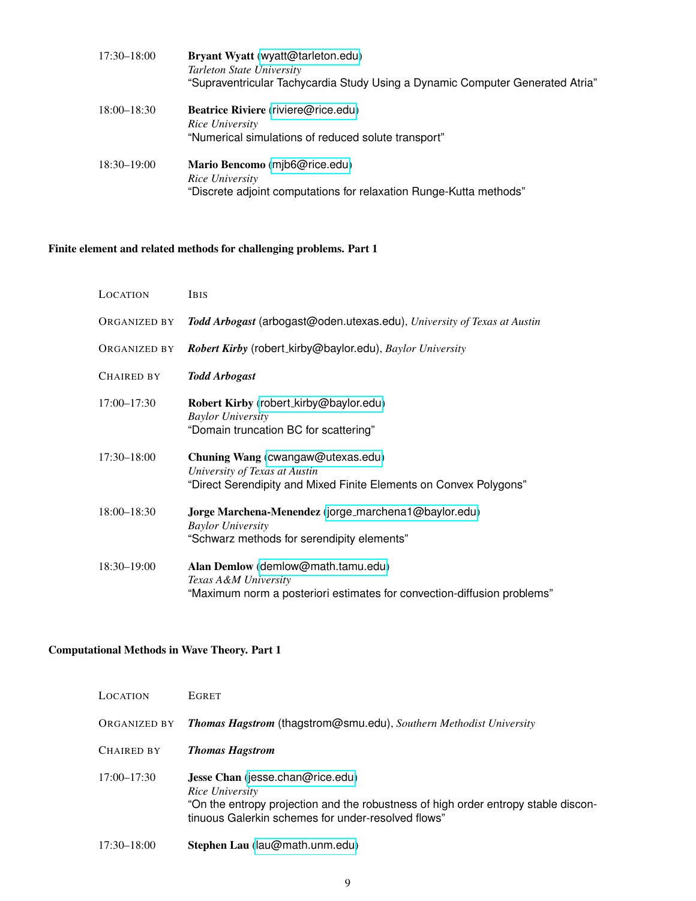17:30–18:00 **Bryant Wyatt** (wyatt@tarleton.edu)
*Tarleton State University*
"Supraventricular Tachycardia Study Using a Dynamic Computer Generated Atria"

18:00–18:30 **Beatrice Riviere** (riviere@rice.edu)
*Rice University*
"Numerical simulations of reduced solute transport"

18:30–19:00 **Mario Bencomo** (mjb6@rice.edu)
*Rice University*
"Discrete adjoint computations for relaxation Runge-Kutta methods"

### Finite element and related methods for challenging problems. Part 1

LOCATION IBIS

ORGANIZED BY ***Todd Arbogast*** (arbogast@oden.utexas.edu), *University of Texas at Austin*

ORGANIZED BY ***Robert Kirby*** (robert_kirby@baylor.edu), *Baylor University*

CHAIRED BY ***Todd Arbogast***

17:00–17:30 **Robert Kirby** (robert_kirby@baylor.edu)
*Baylor University*
"Domain truncation BC for scattering"

17:30–18:00 **Chuning Wang** (cwangaw@utexas.edu)
*University of Texas at Austin*
"Direct Serendipity and Mixed Finite Elements on Convex Polygons"

18:00–18:30 **Jorge Marchena-Menendez** (jorge_marchena1@baylor.edu)
*Baylor University*
"Schwarz methods for serendipity elements"

18:30–19:00 **Alan Demlow** (demlow@math.tamu.edu)
*Texas A&M University*
"Maximum norm a posteriori estimates for convection-diffusion problems"

### Computational Methods in Wave Theory. Part 1

LOCATION EGRET

ORGANIZED BY ***Thomas Hagstrom*** (thagstrom@smu.edu), *Southern Methodist University*

CHAIRED BY ***Thomas Hagstrom***

17:00–17:30 **Jesse Chan** (jesse.chan@rice.edu)
*Rice University*
"On the entropy projection and the robustness of high order entropy stable discontinuous Galerkin schemes for under-resolved flows"

17:30–18:00 **Stephen Lau** (lau@math.unm.edu)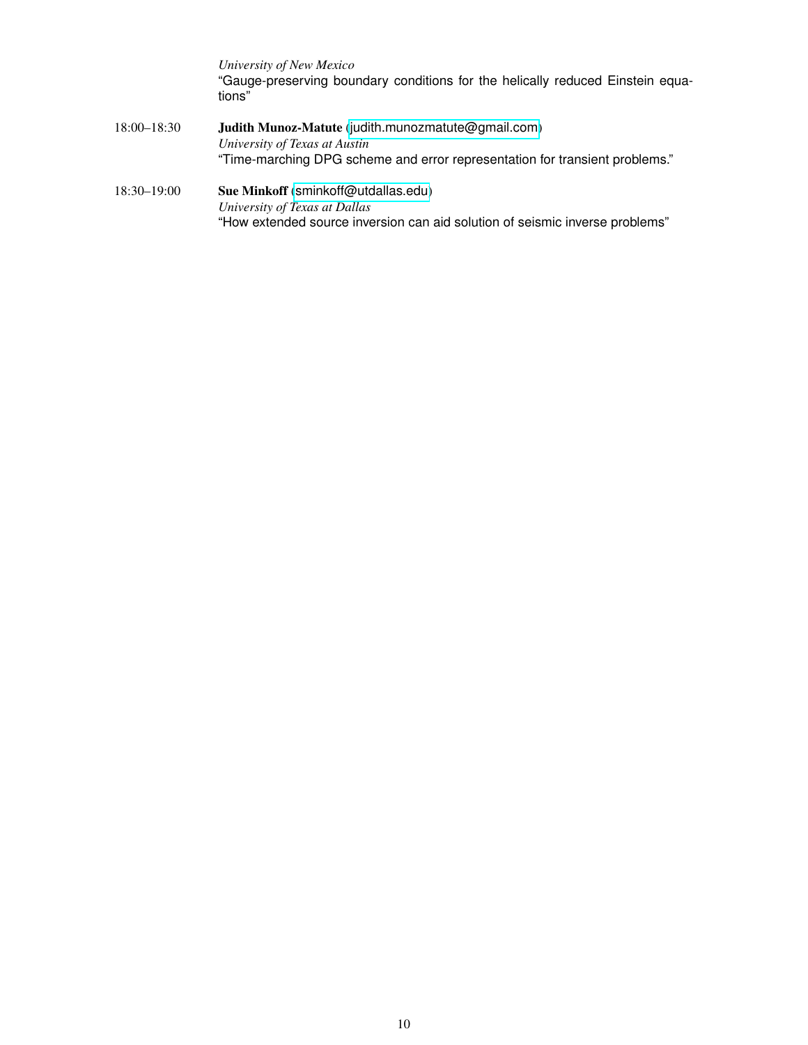*University of New Mexico*
"Gauge-preserving boundary conditions for the helically reduced Einstein equations"

18:00–18:30 **Judith Munoz-Matute** (judith.munozmatute@gmail.com)
*University of Texas at Austin*
"Time-marching DPG scheme and error representation for transient problems."

18:30–19:00 **Sue Minkoff** (sminkoff@utdallas.edu)
*University of Texas at Dallas*
"How extended source inversion can aid solution of seismic inverse problems"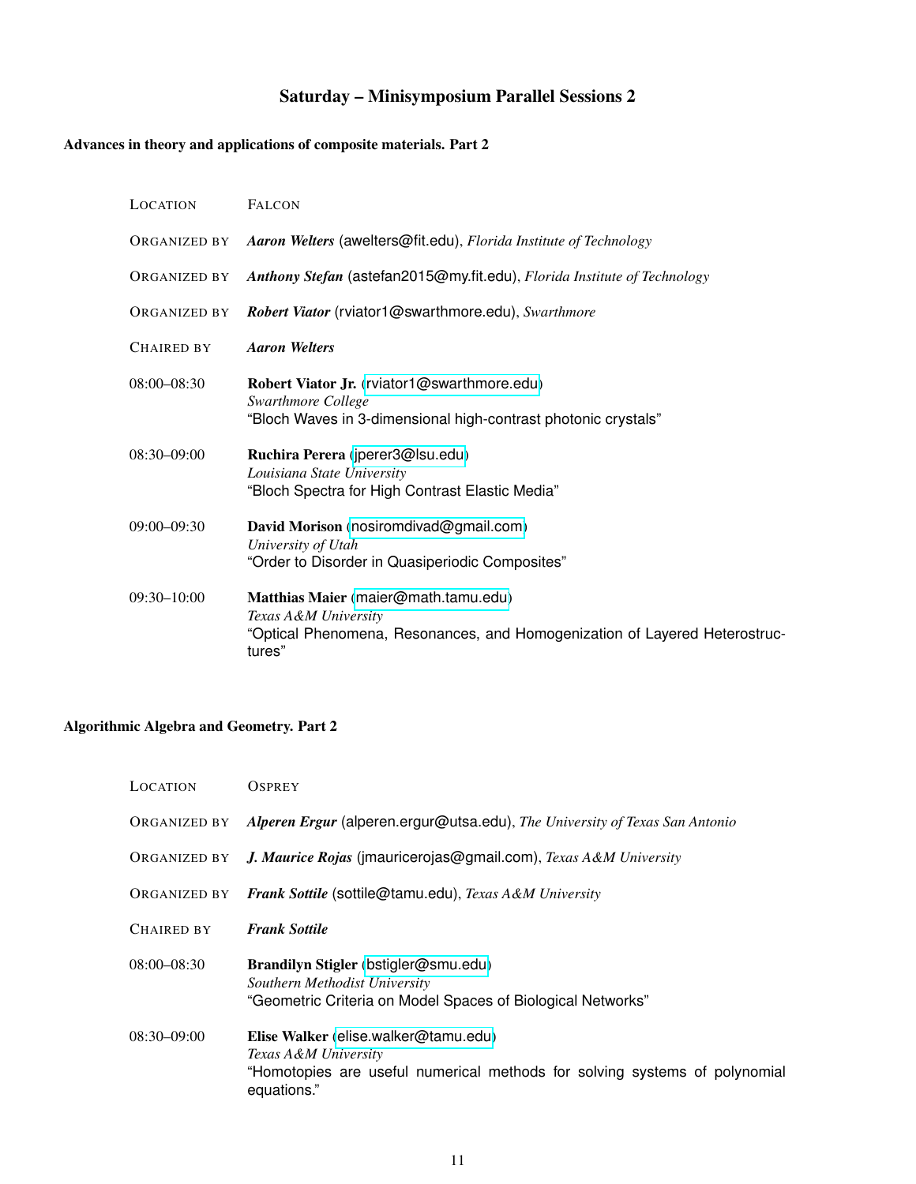## Saturday – Minisymposium Parallel Sessions 2

### Advances in theory and applications of composite materials. Part 2

| | |
|---|---|
| LOCATION | FALCON |
| ORGANIZED BY | ***Aaron Welters*** (awelters@fit.edu), *Florida Institute of Technology* |
| ORGANIZED BY | ***Anthony Stefan*** (astefan2015@my.fit.edu), *Florida Institute of Technology* |
| ORGANIZED BY | ***Robert Viator*** (rviator1@swarthmore.edu), *Swarthmore* |
| CHAIRED BY | ***Aaron Welters*** |
| 08:00–08:30 | **Robert Viator Jr.** (rviator1@swarthmore.edu) *Swarthmore College* "Bloch Waves in 3-dimensional high-contrast photonic crystals" |
| 08:30–09:00 | **Ruchira Perera** (jperer3@lsu.edu) *Louisiana State University* "Bloch Spectra for High Contrast Elastic Media" |
| 09:00–09:30 | **David Morison** (nosiromdivad@gmail.com) *University of Utah* "Order to Disorder in Quasiperiodic Composites" |
| 09:30–10:00 | **Matthias Maier** (maier@math.tamu.edu) *Texas A&M University* "Optical Phenomena, Resonances, and Homogenization of Layered Heterostructures" |

### Algorithmic Algebra and Geometry. Part 2

| | |
|---|---|
| LOCATION | OSPREY |
| ORGANIZED BY | ***Alperen Ergur*** (alperen.ergur@utsa.edu), *The University of Texas San Antonio* |
| ORGANIZED BY | ***J. Maurice Rojas*** (jmauricerojas@gmail.com), *Texas A&M University* |
| ORGANIZED BY | ***Frank Sottile*** (sottile@tamu.edu), *Texas A&M University* |
| CHAIRED BY | ***Frank Sottile*** |
| 08:00–08:30 | **Brandilyn Stigler** (bstigler@smu.edu) *Southern Methodist University* "Geometric Criteria on Model Spaces of Biological Networks" |
| 08:30–09:00 | **Elise Walker** (elise.walker@tamu.edu) *Texas A&M University* "Homotopies are useful numerical methods for solving systems of polynomial equations." |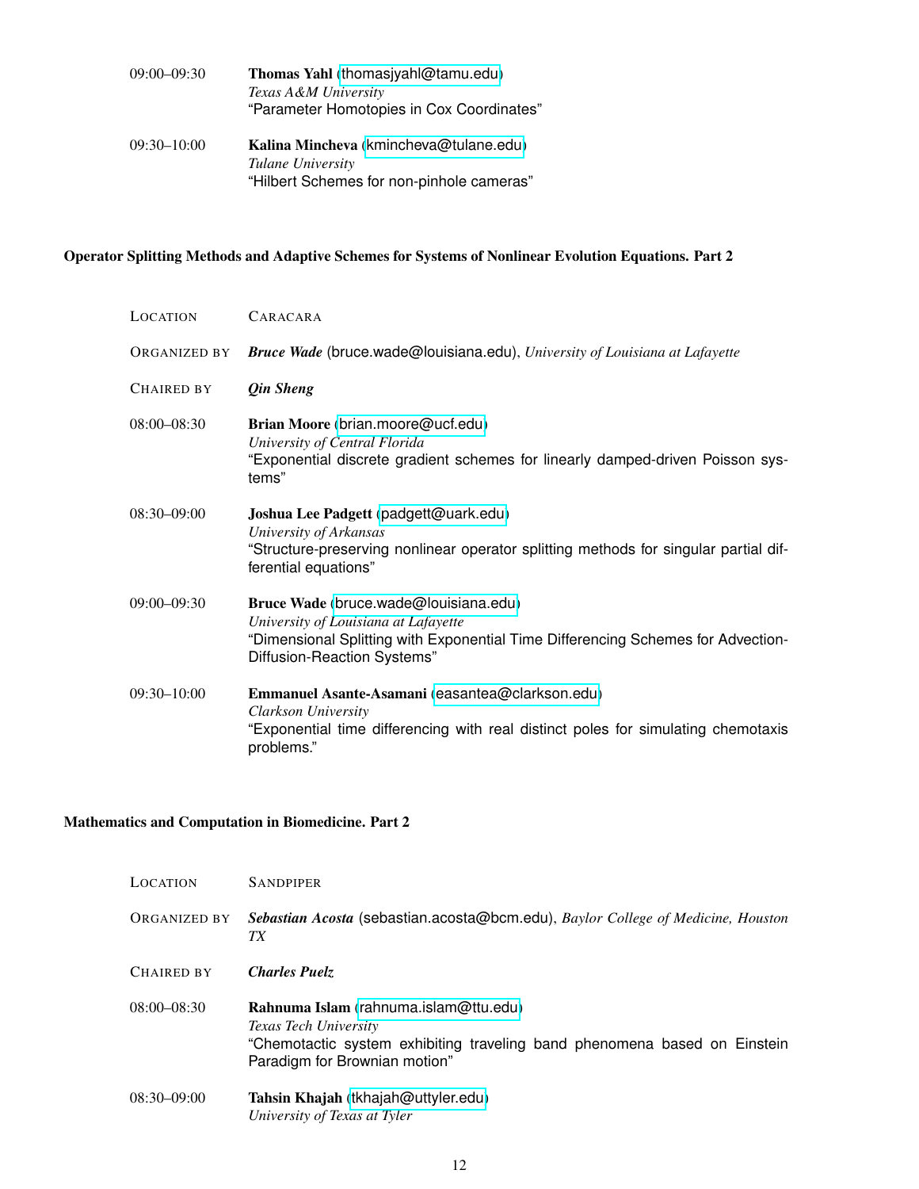09:00–09:30 **Thomas Yahl** (thomasjyahl@tamu.edu)
*Texas A&M University*
"Parameter Homotopies in Cox Coordinates"

09:30–10:00 **Kalina Mincheva** (kmincheva@tulane.edu)
*Tulane University*
"Hilbert Schemes for non-pinhole cameras"

### Operator Splitting Methods and Adaptive Schemes for Systems of Nonlinear Evolution Equations. Part 2

LOCATION CARACARA

ORGANIZED BY ***Bruce Wade*** (bruce.wade@louisiana.edu), *University of Louisiana at Lafayette*

CHAIRED BY ***Qin Sheng***

08:00–08:30 **Brian Moore** (brian.moore@ucf.edu)
*University of Central Florida*
"Exponential discrete gradient schemes for linearly damped-driven Poisson systems"

08:30–09:00 **Joshua Lee Padgett** (padgett@uark.edu)
*University of Arkansas*
"Structure-preserving nonlinear operator splitting methods for singular partial differential equations"

09:00–09:30 **Bruce Wade** (bruce.wade@louisiana.edu)
*University of Louisiana at Lafayette*
"Dimensional Splitting with Exponential Time Differencing Schemes for Advection-Diffusion-Reaction Systems"

09:30–10:00 **Emmanuel Asante-Asamani** (easantea@clarkson.edu)
*Clarkson University*
"Exponential time differencing with real distinct poles for simulating chemotaxis problems."

### Mathematics and Computation in Biomedicine. Part 2

LOCATION SANDPIPER

ORGANIZED BY ***Sebastian Acosta*** (sebastian.acosta@bcm.edu), *Baylor College of Medicine, Houston TX*

CHAIRED BY ***Charles Puelz***

08:00–08:30 **Rahnuma Islam** (rahnuma.islam@ttu.edu)
*Texas Tech University*
"Chemotactic system exhibiting traveling band phenomena based on Einstein Paradigm for Brownian motion"

08:30–09:00 **Tahsin Khajah** (tkhajah@uttyler.edu)
*University of Texas at Tyler*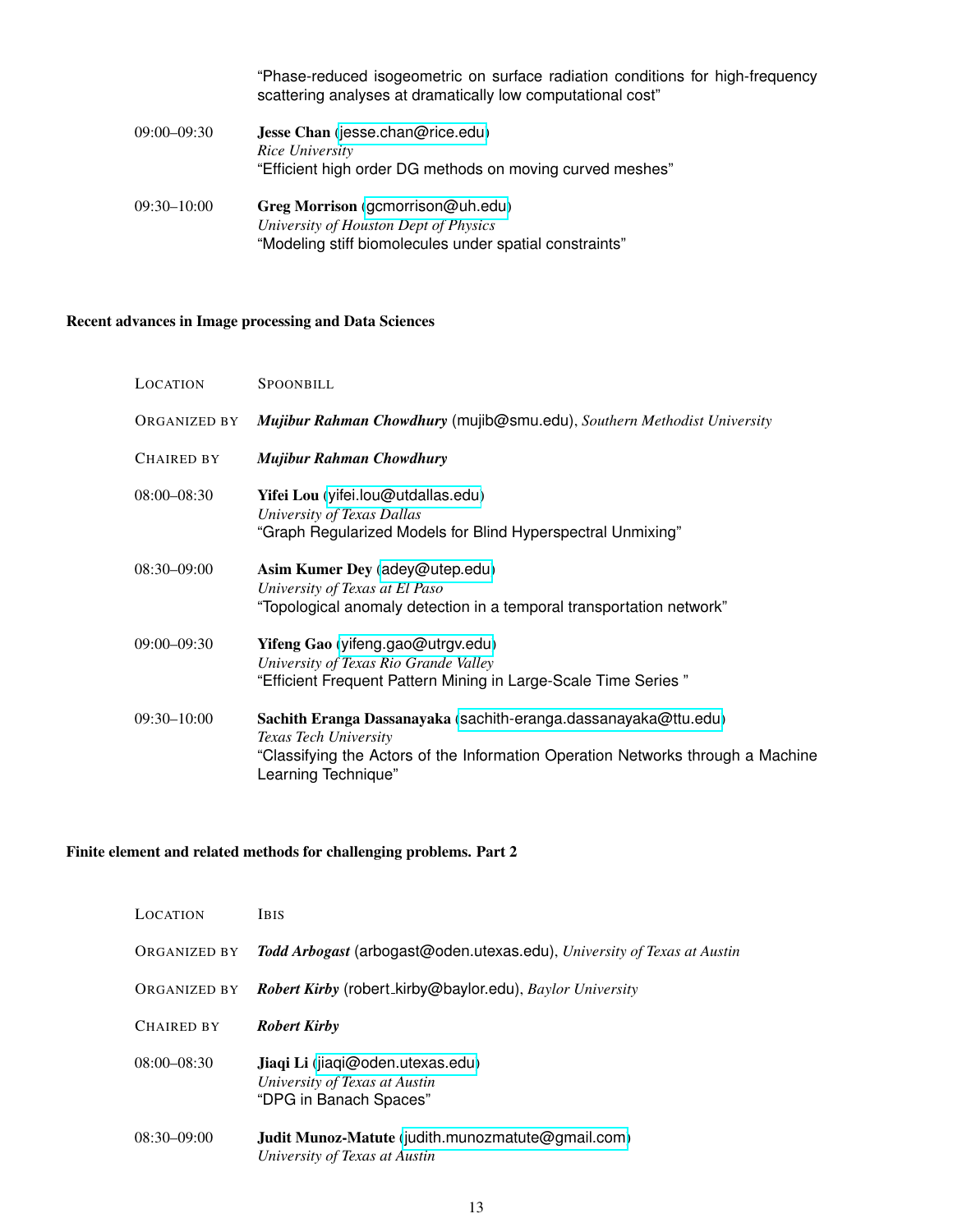"Phase-reduced isogeometric on surface radiation conditions for high-frequency scattering analyses at dramatically low computational cost"

09:00–09:30 **Jesse Chan** (jesse.chan@rice.edu)
*Rice University*
"Efficient high order DG methods on moving curved meshes"

09:30–10:00 **Greg Morrison** (gcmorrison@uh.edu)
*University of Houston Dept of Physics*
"Modeling stiff biomolecules under spatial constraints"

### Recent advances in Image processing and Data Sciences

LOCATION SPOONBILL

ORGANIZED BY ***Mujibur Rahman Chowdhury*** (mujib@smu.edu), *Southern Methodist University*

CHAIRED BY ***Mujibur Rahman Chowdhury***

08:00–08:30 **Yifei Lou** (yifei.lou@utdallas.edu)
*University of Texas Dallas*
"Graph Regularized Models for Blind Hyperspectral Unmixing"

08:30–09:00 **Asim Kumer Dey** (adey@utep.edu)
*University of Texas at El Paso*
"Topological anomaly detection in a temporal transportation network"

09:00–09:30 **Yifeng Gao** (yifeng.gao@utrgv.edu)
*University of Texas Rio Grande Valley*
"Efficient Frequent Pattern Mining in Large-Scale Time Series "

09:30–10:00 **Sachith Eranga Dassanayaka** (sachith-eranga.dassanayaka@ttu.edu)
*Texas Tech University*
"Classifying the Actors of the Information Operation Networks through a Machine Learning Technique"

### Finite element and related methods for challenging problems. Part 2

LOCATION IBIS

ORGANIZED BY ***Todd Arbogast*** (arbogast@oden.utexas.edu), *University of Texas at Austin*

ORGANIZED BY ***Robert Kirby*** (robert_kirby@baylor.edu), *Baylor University*

CHAIRED BY ***Robert Kirby***

08:00–08:30 **Jiaqi Li** (jiaqi@oden.utexas.edu)
*University of Texas at Austin*
"DPG in Banach Spaces"

08:30–09:00 **Judit Munoz-Matute** (judith.munozmatute@gmail.com)
*University of Texas at Austin*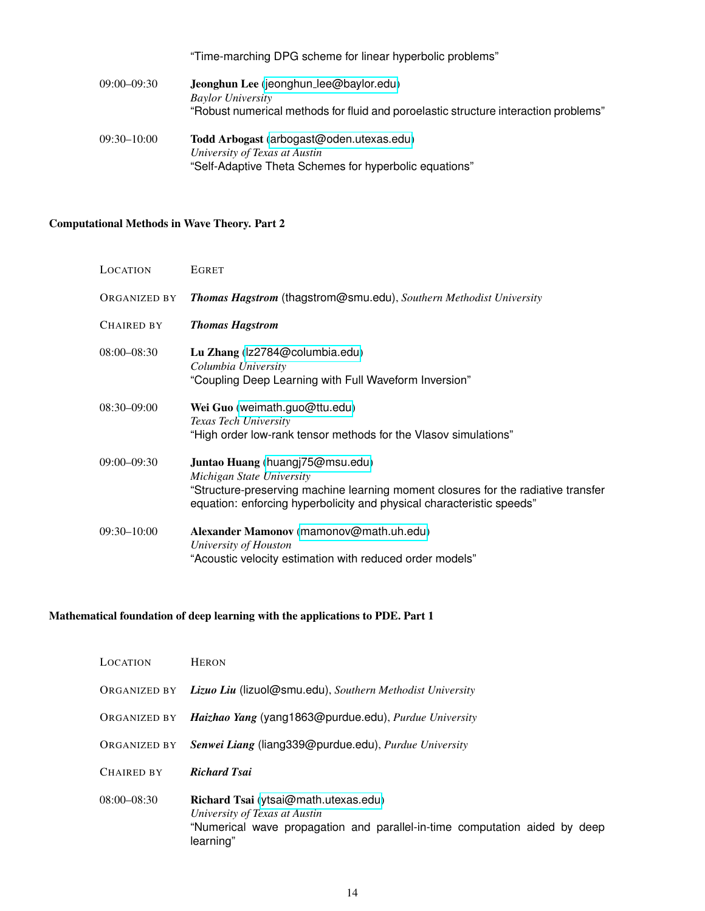"Time-marching DPG scheme for linear hyperbolic problems"

09:00–09:30 **Jeonghun Lee** (jeonghun_lee@baylor.edu)
*Baylor University*
"Robust numerical methods for fluid and poroelastic structure interaction problems"

09:30–10:00 **Todd Arbogast** (arbogast@oden.utexas.edu)
*University of Texas at Austin*
"Self-Adaptive Theta Schemes for hyperbolic equations"

### Computational Methods in Wave Theory. Part 2

LOCATION EGRET

ORGANIZED BY ***Thomas Hagstrom*** (thagstrom@smu.edu), *Southern Methodist University*

CHAIRED BY ***Thomas Hagstrom***

08:00–08:30 **Lu Zhang** (lz2784@columbia.edu)
*Columbia University*
"Coupling Deep Learning with Full Waveform Inversion"

08:30–09:00 **Wei Guo** (weimath.guo@ttu.edu)
*Texas Tech University*
"High order low-rank tensor methods for the Vlasov simulations"

09:00–09:30 **Juntao Huang** (huangj75@msu.edu)
*Michigan State University*
"Structure-preserving machine learning moment closures for the radiative transfer equation: enforcing hyperbolicity and physical characteristic speeds"

09:30–10:00 **Alexander Mamonov** (mamonov@math.uh.edu)
*University of Houston*
"Acoustic velocity estimation with reduced order models"

### Mathematical foundation of deep learning with the applications to PDE. Part 1

LOCATION HERON

ORGANIZED BY ***Lizuo Liu*** (lizuol@smu.edu), *Southern Methodist University*

ORGANIZED BY ***Haizhao Yang*** (yang1863@purdue.edu), *Purdue University*

ORGANIZED BY ***Senwei Liang*** (liang339@purdue.edu), *Purdue University*

CHAIRED BY ***Richard Tsai***

08:00–08:30 **Richard Tsai** (ytsai@math.utexas.edu)
*University of Texas at Austin*
"Numerical wave propagation and parallel-in-time computation aided by deep learning"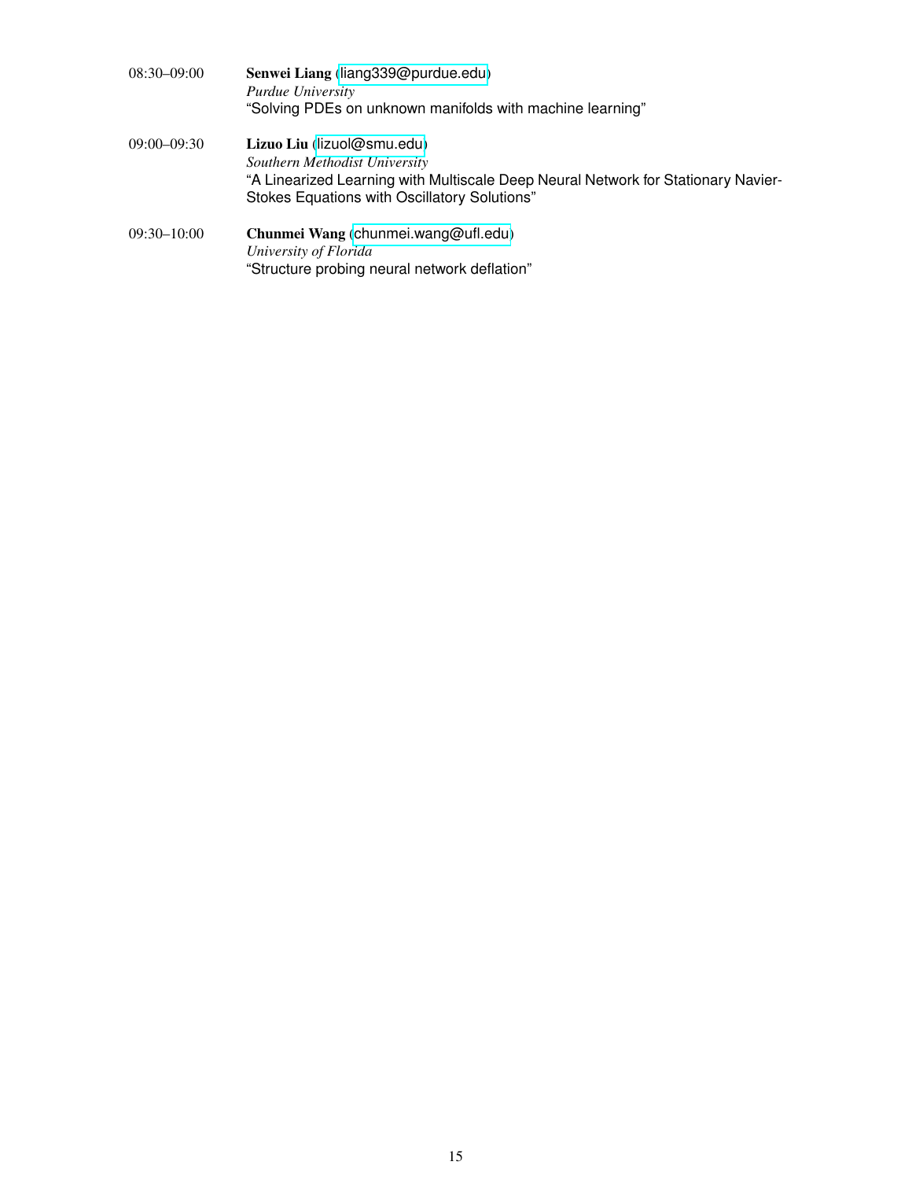08:30–09:00 **Senwei Liang** (liang339@purdue.edu)
*Purdue University*
"Solving PDEs on unknown manifolds with machine learning"

09:00–09:30 **Lizuo Liu** (lizuol@smu.edu)
*Southern Methodist University*
"A Linearized Learning with Multiscale Deep Neural Network for Stationary Navier-Stokes Equations with Oscillatory Solutions"

09:30–10:00 **Chunmei Wang** (chunmei.wang@ufl.edu)
*University of Florida*
"Structure probing neural network deflation"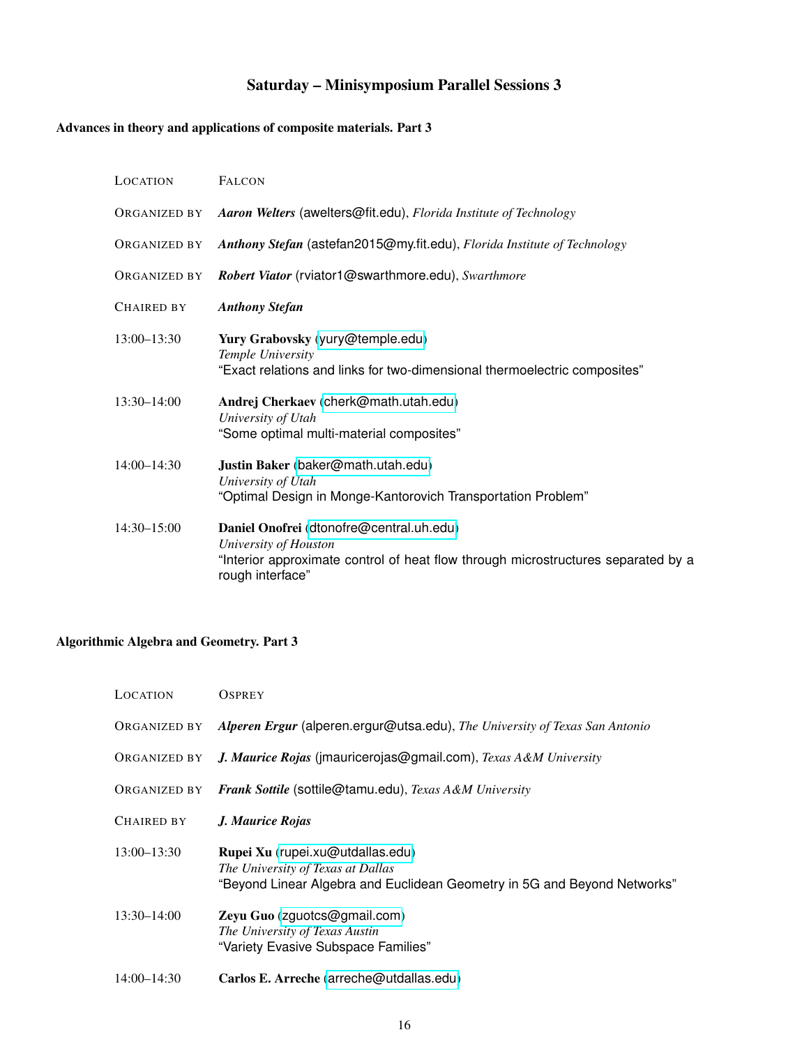# Saturday – Minisymposium Parallel Sessions 3

## Advances in theory and applications of composite materials. Part 3

LOCATION FALCON

ORGANIZED BY ***Aaron Welters*** (awelters@fit.edu), *Florida Institute of Technology*

ORGANIZED BY ***Anthony Stefan*** (astefan2015@my.fit.edu), *Florida Institute of Technology*

ORGANIZED BY ***Robert Viator*** (rviator1@swarthmore.edu), *Swarthmore*

CHAIRED BY ***Anthony Stefan***

13:00–13:30 **Yury Grabovsky** (yury@temple.edu)
*Temple University*
"Exact relations and links for two-dimensional thermoelectric composites"

13:30–14:00 **Andrej Cherkaev** (cherk@math.utah.edu)
*University of Utah*
"Some optimal multi-material composites"

14:00–14:30 **Justin Baker** (baker@math.utah.edu)
*University of Utah*
"Optimal Design in Monge-Kantorovich Transportation Problem"

14:30–15:00 **Daniel Onofrei** (dtonofre@central.uh.edu)
*University of Houston*
"Interior approximate control of heat flow through microstructures separated by a rough interface"

## Algorithmic Algebra and Geometry. Part 3

LOCATION OSPREY

ORGANIZED BY ***Alperen Ergur*** (alperen.ergur@utsa.edu), *The University of Texas San Antonio*

ORGANIZED BY ***J. Maurice Rojas*** (jmauricerojas@gmail.com), *Texas A&M University*

ORGANIZED BY ***Frank Sottile*** (sottile@tamu.edu), *Texas A&M University*

CHAIRED BY ***J. Maurice Rojas***

13:00–13:30 **Rupei Xu** (rupei.xu@utdallas.edu)
*The University of Texas at Dallas*
"Beyond Linear Algebra and Euclidean Geometry in 5G and Beyond Networks"

13:30–14:00 **Zeyu Guo** (zguotcs@gmail.com)
*The University of Texas Austin*
"Variety Evasive Subspace Families"

14:00–14:30 **Carlos E. Arreche** (arreche@utdallas.edu)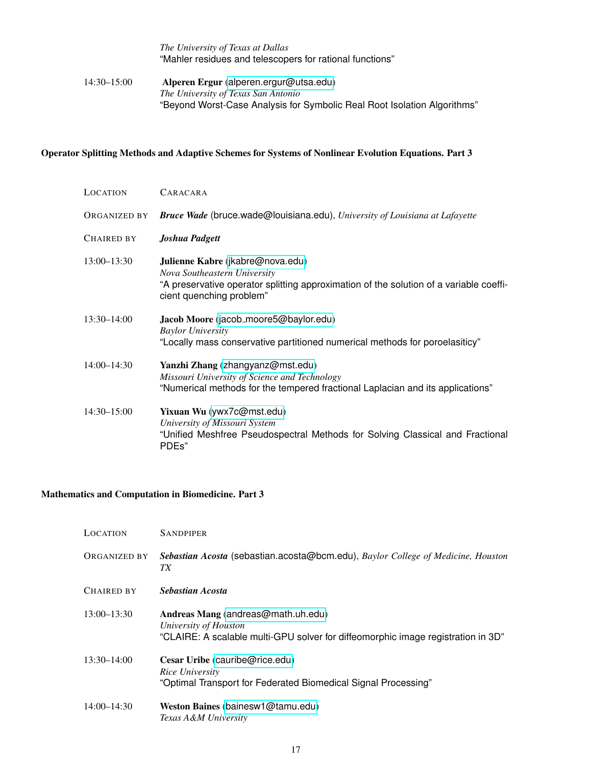*The University of Texas at Dallas*
"Mahler residues and telescopers for rational functions"

14:30–15:00 **Alperen Ergur** (alperen.ergur@utsa.edu)
*The University of Texas San Antonio*
"Beyond Worst-Case Analysis for Symbolic Real Root Isolation Algorithms"

### Operator Splitting Methods and Adaptive Schemes for Systems of Nonlinear Evolution Equations. Part 3

LOCATION CARACARA

ORGANIZED BY ***Bruce Wade*** (bruce.wade@louisiana.edu), *University of Louisiana at Lafayette*

CHAIRED BY ***Joshua Padgett***

13:00–13:30 **Julienne Kabre** (jkabre@nova.edu)
*Nova Southeastern University*
"A preservative operator splitting approximation of the solution of a variable coefficient quenching problem"

13:30–14:00 **Jacob Moore** (jacob_moore5@baylor.edu)
*Baylor University*
"Locally mass conservative partitioned numerical methods for poroelasiticy"

14:00–14:30 **Yanzhi Zhang** (zhangyanz@mst.edu)
*Missouri University of Science and Technology*
"Numerical methods for the tempered fractional Laplacian and its applications"

14:30–15:00 **Yixuan Wu** (ywx7c@mst.edu)
*University of Missouri System*
"Unified Meshfree Pseudospectral Methods for Solving Classical and Fractional PDEs"

### Mathematics and Computation in Biomedicine. Part 3

LOCATION SANDPIPER

ORGANIZED BY ***Sebastian Acosta*** (sebastian.acosta@bcm.edu), *Baylor College of Medicine, Houston TX*

CHAIRED BY ***Sebastian Acosta***

13:00–13:30 **Andreas Mang** (andreas@math.uh.edu)
*University of Houston*
"CLAIRE: A scalable multi-GPU solver for diffeomorphic image registration in 3D"

13:30–14:00 **Cesar Uribe** (cauribe@rice.edu)
*Rice University*
"Optimal Transport for Federated Biomedical Signal Processing"

14:00–14:30 **Weston Baines** (bainesw1@tamu.edu)
*Texas A&M University*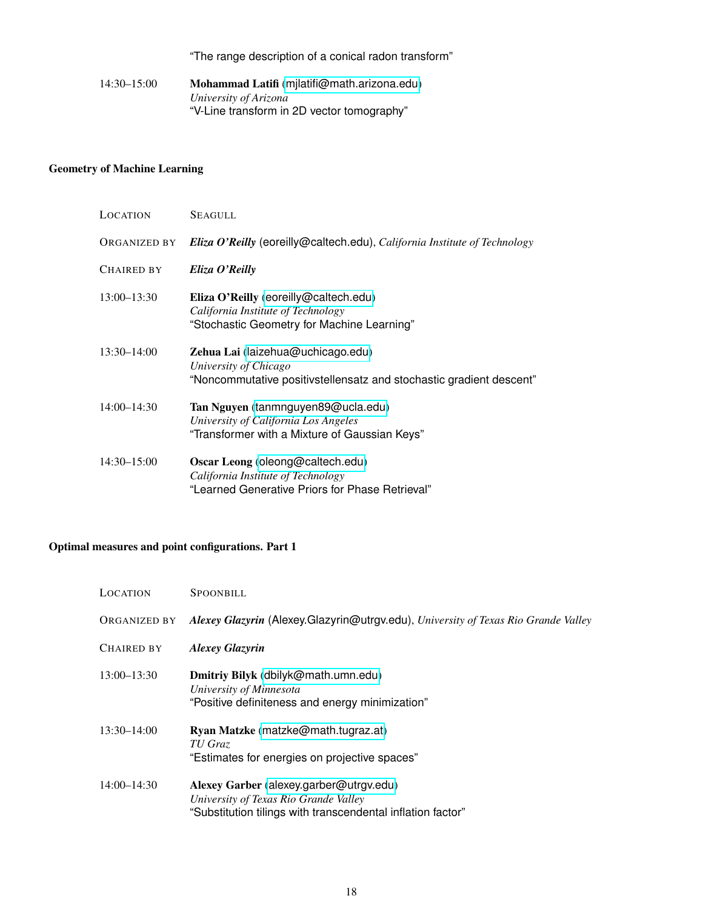"The range description of a conical radon transform"

14:30–15:00 **Mohammad Latifi** (mjlatifi@math.arizona.edu)
*University of Arizona*
"V-Line transform in 2D vector tomography"

### Geometry of Machine Learning

LOCATION SEAGULL

ORGANIZED BY ***Eliza O'Reilly*** (eoreilly@caltech.edu), *California Institute of Technology*

CHAIRED BY ***Eliza O'Reilly***

13:00–13:30 **Eliza O'Reilly** (eoreilly@caltech.edu)
*California Institute of Technology*
"Stochastic Geometry for Machine Learning"

13:30–14:00 **Zehua Lai** (laizehua@uchicago.edu)
*University of Chicago*
"Noncommutative positivstellensatz and stochastic gradient descent"

14:00–14:30 **Tan Nguyen** (tanmnguyen89@ucla.edu)
*University of California Los Angeles*
"Transformer with a Mixture of Gaussian Keys"

14:30–15:00 **Oscar Leong** (oleong@caltech.edu)
*California Institute of Technology*
"Learned Generative Priors for Phase Retrieval"

### Optimal measures and point configurations. Part 1

LOCATION SPOONBILL

ORGANIZED BY ***Alexey Glazyrin*** (Alexey.Glazyrin@utrgv.edu), *University of Texas Rio Grande Valley*

CHAIRED BY ***Alexey Glazyrin***

13:00–13:30 **Dmitriy Bilyk** (dbilyk@math.umn.edu)
*University of Minnesota*
"Positive definiteness and energy minimization"

13:30–14:00 **Ryan Matzke** (matzke@math.tugraz.at)
*TU Graz*
"Estimates for energies on projective spaces"

14:00–14:30 **Alexey Garber** (alexey.garber@utrgv.edu)
*University of Texas Rio Grande Valley*
"Substitution tilings with transcendental inflation factor"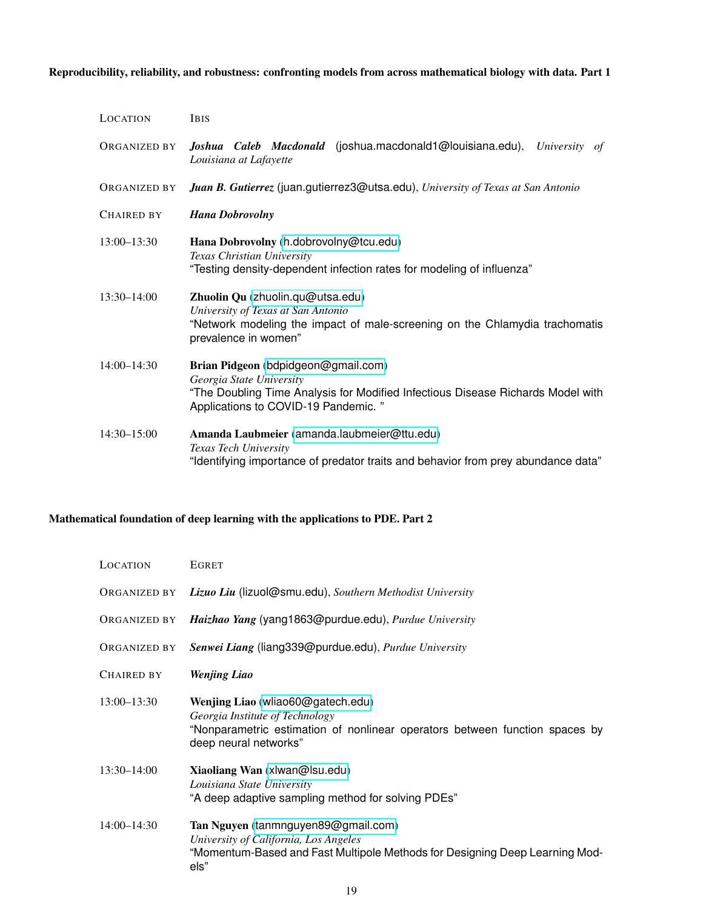### Reproducibility, reliability, and robustness: confronting models from across mathematical biology with data. Part 1

| | |
|---|---|
| LOCATION | IBIS |
| ORGANIZED BY | ***Joshua Caleb Macdonald*** (joshua.macdonald1@louisiana.edu), *University of Louisiana at Lafayette* |
| ORGANIZED BY | ***Juan B. Gutierrez*** (juan.gutierrez3@utsa.edu), *University of Texas at San Antonio* |
| CHAIRED BY | ***Hana Dobrovolny*** |
| 13:00–13:30 | **Hana Dobrovolny** (h.dobrovolny@tcu.edu)<br>*Texas Christian University*<br>"Testing density-dependent infection rates for modeling of influenza" |
| 13:30–14:00 | **Zhuolin Qu** (zhuolin.qu@utsa.edu)<br>*University of Texas at San Antonio*<br>"Network modeling the impact of male-screening on the Chlamydia trachomatis prevalence in women" |
| 14:00–14:30 | **Brian Pidgeon** (bdpidgeon@gmail.com)<br>*Georgia State University*<br>"The Doubling Time Analysis for Modified Infectious Disease Richards Model with Applications to COVID-19 Pandemic. " |
| 14:30–15:00 | **Amanda Laubmeier** (amanda.laubmeier@ttu.edu)<br>*Texas Tech University*<br>"Identifying importance of predator traits and behavior from prey abundance data" |

### Mathematical foundation of deep learning with the applications to PDE. Part 2

| | |
|---|---|
| LOCATION | EGRET |
| ORGANIZED BY | ***Lizuo Liu*** (lizuol@smu.edu), *Southern Methodist University* |
| ORGANIZED BY | ***Haizhao Yang*** (yang1863@purdue.edu), *Purdue University* |
| ORGANIZED BY | ***Senwei Liang*** (liang339@purdue.edu), *Purdue University* |
| CHAIRED BY | ***Wenjing Liao*** |
| 13:00–13:30 | **Wenjing Liao** (wliao60@gatech.edu)<br>*Georgia Institute of Technology*<br>"Nonparametric estimation of nonlinear operators between function spaces by deep neural networks" |
| 13:30–14:00 | **Xiaoliang Wan** (xlwan@lsu.edu)<br>*Louisiana State University*<br>"A deep adaptive sampling method for solving PDEs" |
| 14:00–14:30 | **Tan Nguyen** (tanmnguyen89@gmail.com)<br>*University of California, Los Angeles*<br>"Momentum-Based and Fast Multipole Methods for Designing Deep Learning Models" |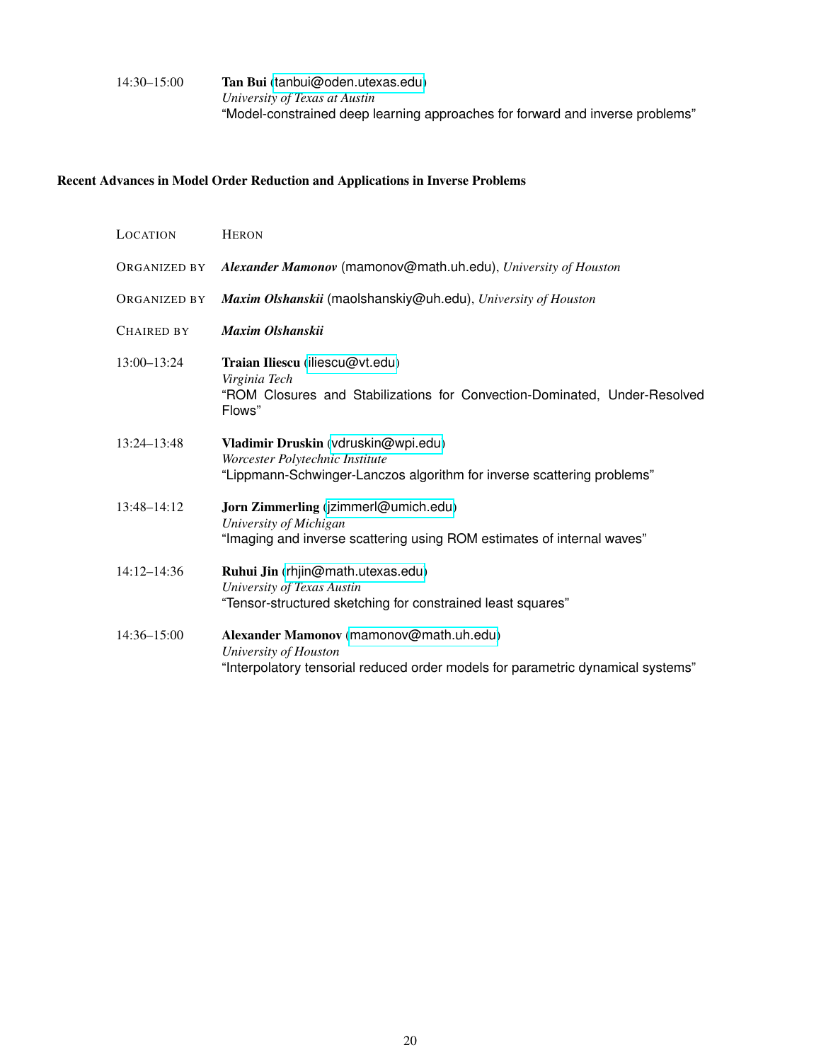14:30–15:00 **Tan Bui** (tanbui@oden.utexas.edu)
*University of Texas at Austin*
"Model-constrained deep learning approaches for forward and inverse problems"

## Recent Advances in Model Order Reduction and Applications in Inverse Problems

LOCATION HERON

ORGANIZED BY ***Alexander Mamonov*** (mamonov@math.uh.edu), *University of Houston*

ORGANIZED BY ***Maxim Olshanskii*** (maolshanskiy@uh.edu), *University of Houston*

CHAIRED BY ***Maxim Olshanskii***

13:00–13:24 **Traian Iliescu** (iliescu@vt.edu)
*Virginia Tech*
"ROM Closures and Stabilizations for Convection-Dominated, Under-Resolved Flows"

13:24–13:48 **Vladimir Druskin** (vdruskin@wpi.edu)
*Worcester Polytechnic Institute*
"Lippmann-Schwinger-Lanczos algorithm for inverse scattering problems"

13:48–14:12 **Jorn Zimmerling** (jzimmerl@umich.edu)
*University of Michigan*
"Imaging and inverse scattering using ROM estimates of internal waves"

14:12–14:36 **Ruhui Jin** (rhjin@math.utexas.edu)
*University of Texas Austin*
"Tensor-structured sketching for constrained least squares"

14:36–15:00 **Alexander Mamonov** (mamonov@math.uh.edu)
*University of Houston*
"Interpolatory tensorial reduced order models for parametric dynamical systems"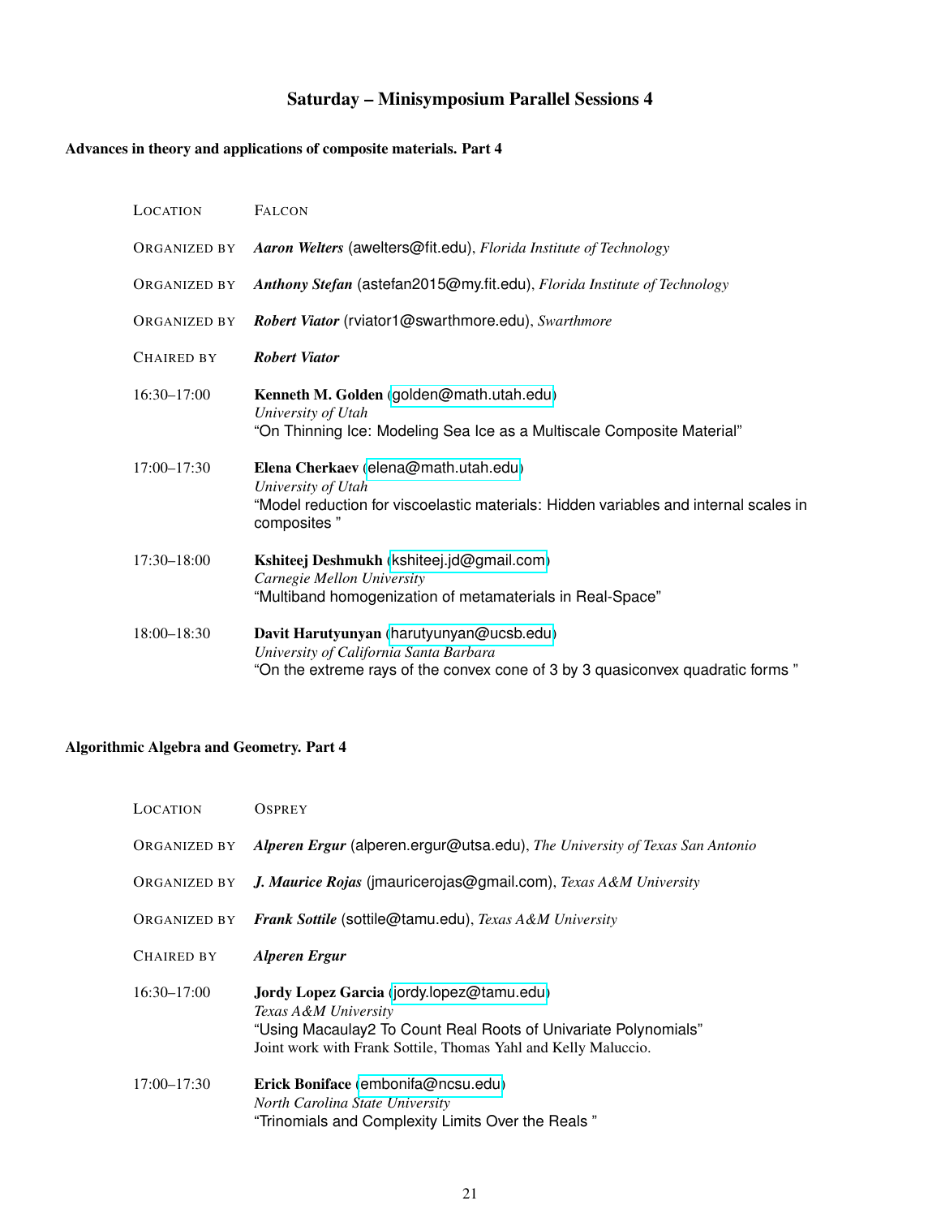## Saturday – Minisymposium Parallel Sessions 4

### Advances in theory and applications of composite materials. Part 4

LOCATION FALCON

ORGANIZED BY ***Aaron Welters*** (awelters@fit.edu), *Florida Institute of Technology*

ORGANIZED BY ***Anthony Stefan*** (astefan2015@my.fit.edu), *Florida Institute of Technology*

ORGANIZED BY ***Robert Viator*** (rviator1@swarthmore.edu), *Swarthmore*

CHAIRED BY ***Robert Viator***

16:30–17:00 **Kenneth M. Golden** (golden@math.utah.edu)
*University of Utah*
"On Thinning Ice: Modeling Sea Ice as a Multiscale Composite Material"

17:00–17:30 **Elena Cherkaev** (elena@math.utah.edu)
*University of Utah*
"Model reduction for viscoelastic materials: Hidden variables and internal scales in composites "

17:30–18:00 **Kshiteej Deshmukh** (kshiteej.jd@gmail.com)
*Carnegie Mellon University*
"Multiband homogenization of metamaterials in Real-Space"

18:00–18:30 **Davit Harutyunyan** (harutyunyan@ucsb.edu)
*University of California Santa Barbara*
"On the extreme rays of the convex cone of 3 by 3 quasiconvex quadratic forms "

### Algorithmic Algebra and Geometry. Part 4

LOCATION OSPREY

ORGANIZED BY ***Alperen Ergur*** (alperen.ergur@utsa.edu), *The University of Texas San Antonio*

ORGANIZED BY ***J. Maurice Rojas*** (jmauricerojas@gmail.com), *Texas A&M University*

ORGANIZED BY ***Frank Sottile*** (sottile@tamu.edu), *Texas A&M University*

CHAIRED BY ***Alperen Ergur***

16:30–17:00 **Jordy Lopez Garcia** (jordy.lopez@tamu.edu)
*Texas A&M University*
"Using Macaulay2 To Count Real Roots of Univariate Polynomials"
Joint work with Frank Sottile, Thomas Yahl and Kelly Maluccio.

17:00–17:30 **Erick Boniface** (embonifa@ncsu.edu)
*North Carolina State University*
"Trinomials and Complexity Limits Over the Reals "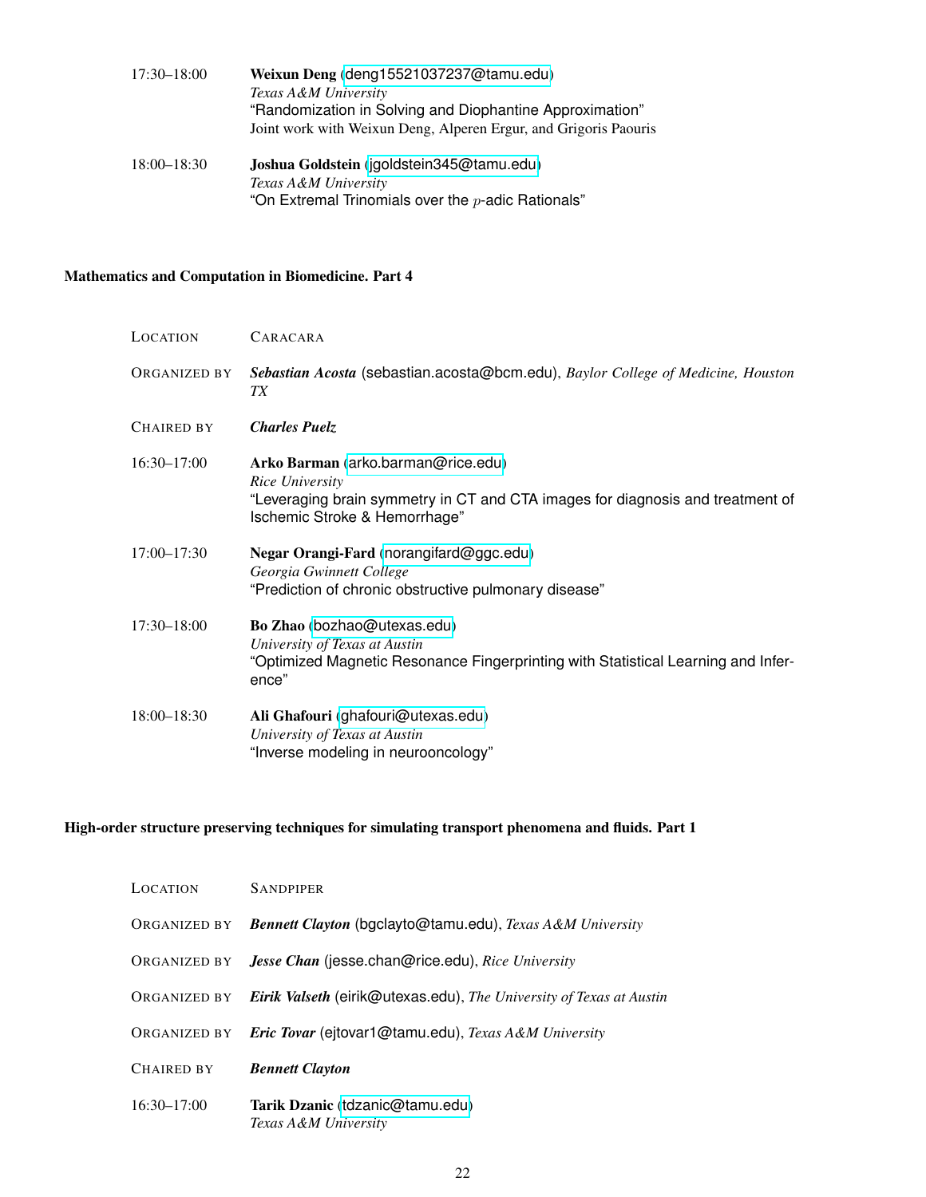17:30–18:00 **Weixun Deng** (deng15521037237@tamu.edu)
*Texas A&M University*
"Randomization in Solving and Diophantine Approximation"
Joint work with Weixun Deng, Alperen Ergur, and Grigoris Paouris

18:00–18:30 **Joshua Goldstein** (jgoldstein345@tamu.edu)
*Texas A&M University*
"On Extremal Trinomials over the $p$-adic Rationals"

### Mathematics and Computation in Biomedicine. Part 4

LOCATION CARACARA

ORGANIZED BY ***Sebastian Acosta*** (sebastian.acosta@bcm.edu), *Baylor College of Medicine, Houston TX*

CHAIRED BY ***Charles Puelz***

16:30–17:00 **Arko Barman** (arko.barman@rice.edu)
*Rice University*
"Leveraging brain symmetry in CT and CTA images for diagnosis and treatment of Ischemic Stroke & Hemorrhage"

17:00–17:30 **Negar Orangi-Fard** (norangifard@ggc.edu)
*Georgia Gwinnett College*
"Prediction of chronic obstructive pulmonary disease"

17:30–18:00 **Bo Zhao** (bozhao@utexas.edu)
*University of Texas at Austin*
"Optimized Magnetic Resonance Fingerprinting with Statistical Learning and Inference"

18:00–18:30 **Ali Ghafouri** (ghafouri@utexas.edu)
*University of Texas at Austin*
"Inverse modeling in neurooncology"

### High-order structure preserving techniques for simulating transport phenomena and fluids. Part 1

LOCATION SANDPIPER

ORGANIZED BY ***Bennett Clayton*** (bgclayto@tamu.edu), *Texas A&M University*

ORGANIZED BY ***Jesse Chan*** (jesse.chan@rice.edu), *Rice University*

ORGANIZED BY ***Eirik Valseth*** (eirik@utexas.edu), *The University of Texas at Austin*

ORGANIZED BY ***Eric Tovar*** (ejtovar1@tamu.edu), *Texas A&M University*

CHAIRED BY ***Bennett Clayton***

16:30–17:00 **Tarik Dzanic** (tdzanic@tamu.edu)
*Texas A&M University*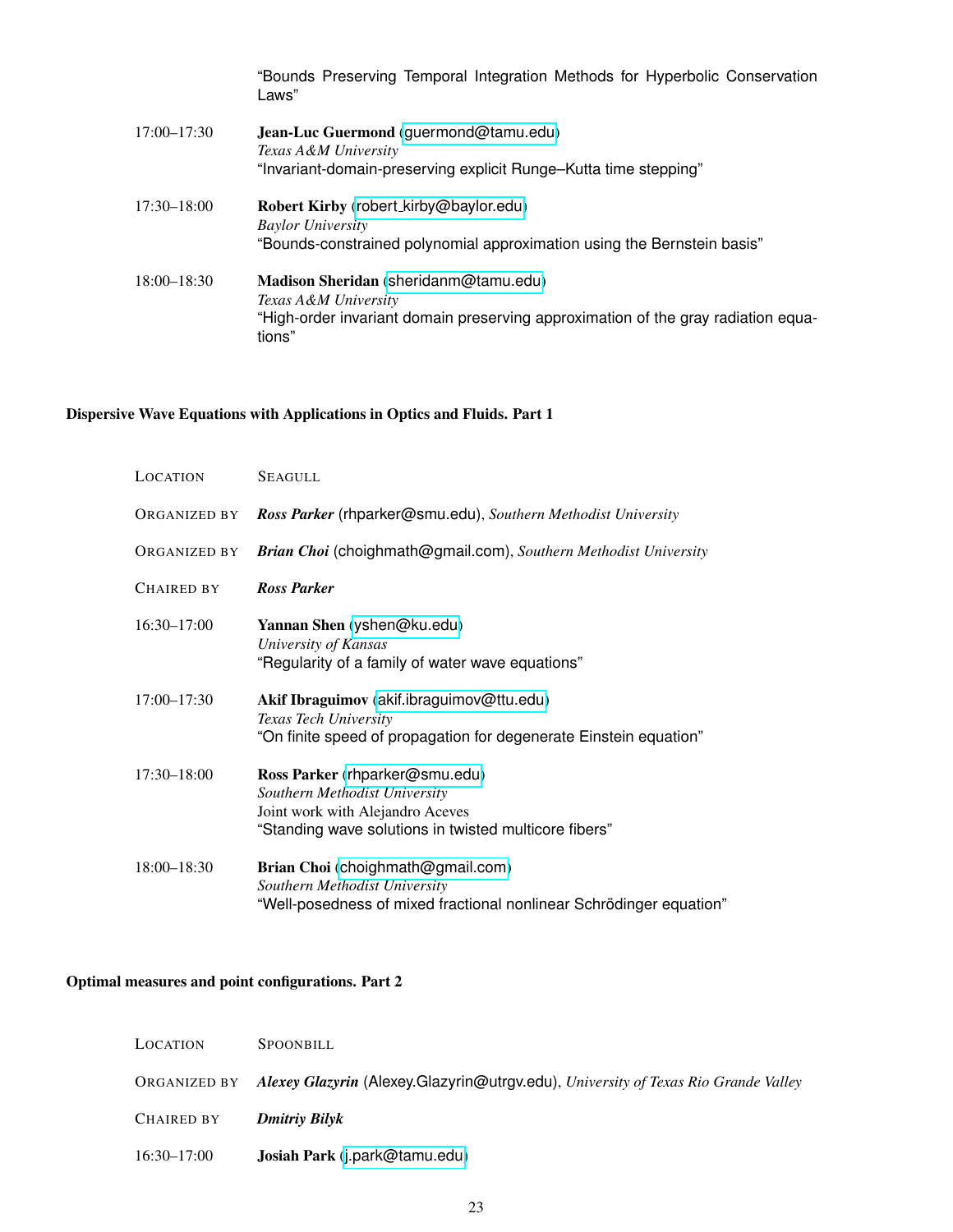"Bounds Preserving Temporal Integration Methods for Hyperbolic Conservation Laws"

17:00–17:30 **Jean-Luc Guermond** (guermond@tamu.edu)
*Texas A&M University*
"Invariant-domain-preserving explicit Runge–Kutta time stepping"

17:30–18:00 **Robert Kirby** (robert_kirby@baylor.edu)
*Baylor University*
"Bounds-constrained polynomial approximation using the Bernstein basis"

18:00–18:30 **Madison Sheridan** (sheridanm@tamu.edu)
*Texas A&M University*
"High-order invariant domain preserving approximation of the gray radiation equations"

### Dispersive Wave Equations with Applications in Optics and Fluids. Part 1

LOCATION SEAGULL

ORGANIZED BY ***Ross Parker*** (rhparker@smu.edu), *Southern Methodist University*

ORGANIZED BY ***Brian Choi*** (choighmath@gmail.com), *Southern Methodist University*

CHAIRED BY ***Ross Parker***

16:30–17:00 **Yannan Shen** (yshen@ku.edu)
*University of Kansas*
"Regularity of a family of water wave equations"

17:00–17:30 **Akif Ibraguimov** (akif.ibraguimov@ttu.edu)
*Texas Tech University*
"On finite speed of propagation for degenerate Einstein equation"

17:30–18:00 **Ross Parker** (rhparker@smu.edu)
*Southern Methodist University*
Joint work with Alejandro Aceves
"Standing wave solutions in twisted multicore fibers"

18:00–18:30 **Brian Choi** (choighmath@gmail.com)
*Southern Methodist University*
"Well-posedness of mixed fractional nonlinear Schrödinger equation"

### Optimal measures and point configurations. Part 2

LOCATION SPOONBILL

ORGANIZED BY ***Alexey Glazyrin*** (Alexey.Glazyrin@utrgv.edu), *University of Texas Rio Grande Valley*

CHAIRED BY ***Dmitriy Bilyk***

16:30–17:00 **Josiah Park** (j.park@tamu.edu)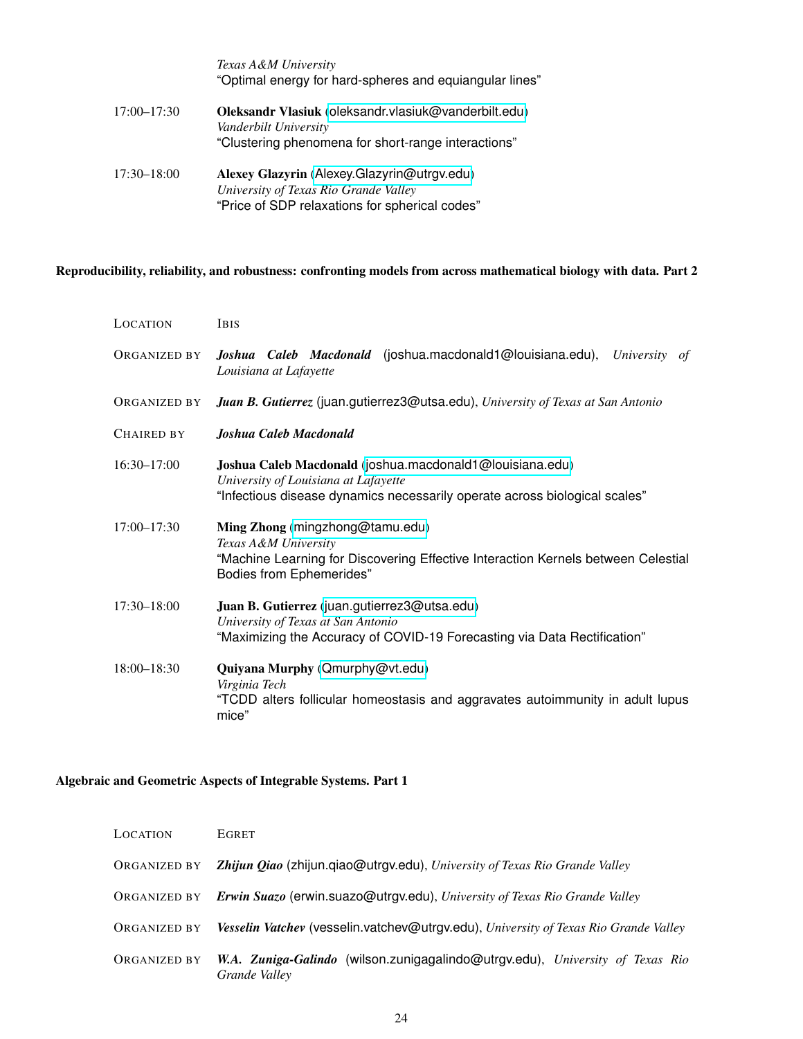*Texas A&M University*
"Optimal energy for hard-spheres and equiangular lines"

17:00–17:30 **Oleksandr Vlasiuk** (oleksandr.vlasiuk@vanderbilt.edu)
*Vanderbilt University*
"Clustering phenomena for short-range interactions"

17:30–18:00 **Alexey Glazyrin** (Alexey.Glazyrin@utrgv.edu)
*University of Texas Rio Grande Valley*
"Price of SDP relaxations for spherical codes"

### Reproducibility, reliability, and robustness: confronting models from across mathematical biology with data. Part 2

LOCATION Ibis

ORGANIZED BY ***Joshua Caleb Macdonald*** (joshua.macdonald1@louisiana.edu), *University of Louisiana at Lafayette*

ORGANIZED BY ***Juan B. Gutierrez*** (juan.gutierrez3@utsa.edu), *University of Texas at San Antonio*

CHAIRED BY ***Joshua Caleb Macdonald***

16:30–17:00 **Joshua Caleb Macdonald** (joshua.macdonald1@louisiana.edu)
*University of Louisiana at Lafayette*
"Infectious disease dynamics necessarily operate across biological scales"

17:00–17:30 **Ming Zhong** (mingzhong@tamu.edu)
*Texas A&M University*
"Machine Learning for Discovering Effective Interaction Kernels between Celestial Bodies from Ephemerides"

17:30–18:00 **Juan B. Gutierrez** (juan.gutierrez3@utsa.edu)
*University of Texas at San Antonio*
"Maximizing the Accuracy of COVID-19 Forecasting via Data Rectification"

18:00–18:30 **Quiyana Murphy** (Qmurphy@vt.edu)
*Virginia Tech*
"TCDD alters follicular homeostasis and aggravates autoimmunity in adult lupus mice"

### Algebraic and Geometric Aspects of Integrable Systems. Part 1

LOCATION Egret

ORGANIZED BY ***Zhijun Qiao*** (zhijun.qiao@utrgv.edu), *University of Texas Rio Grande Valley*

ORGANIZED BY ***Erwin Suazo*** (erwin.suazo@utrgv.edu), *University of Texas Rio Grande Valley*

ORGANIZED BY ***Vesselin Vatchev*** (vesselin.vatchev@utrgv.edu), *University of Texas Rio Grande Valley*

ORGANIZED BY ***W.A. Zuniga-Galindo*** (wilson.zunigagalindo@utrgv.edu), *University of Texas Rio Grande Valley*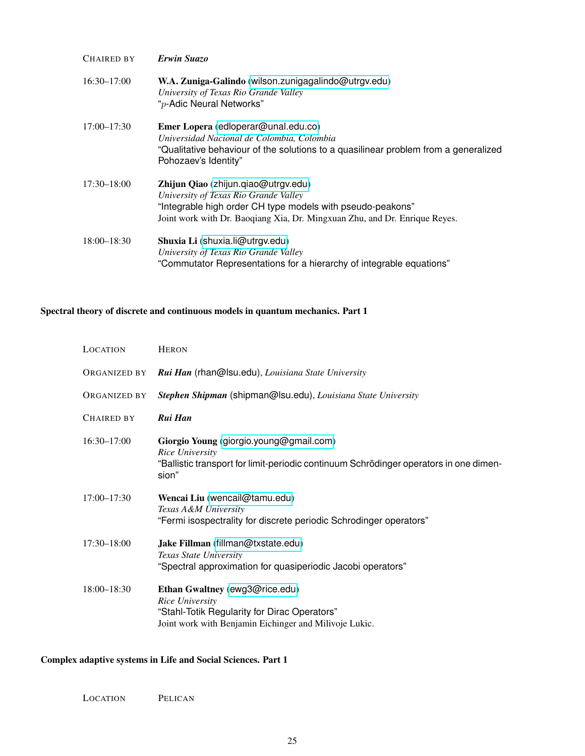CHAIRED BY *Erwin Suazo*

16:30–17:00 **W.A. Zuniga-Galindo** (wilson.zunigagalindo@utrgv.edu)
*University of Texas Rio Grande Valley*
"$p$-Adic Neural Networks"

17:00–17:30 **Emer Lopera** (edloperar@unal.edu.co)
*Universidad Nacional de Colombia, Colombia*
"Qualitative behaviour of the solutions to a quasilinear problem from a generalized Pohozaev's Identity"

17:30–18:00 **Zhijun Qiao** (zhijun.qiao@utrgv.edu)
*University of Texas Rio Grande Valley*
"Integrable high order CH type models with pseudo-peakons"
Joint work with Dr. Baoqiang Xia, Dr. Mingxuan Zhu, and Dr. Enrique Reyes.

18:00–18:30 **Shuxia Li** (shuxia.li@utrgv.edu)
*University of Texas Rio Grande Valley*
"Commutator Representations for a hierarchy of integrable equations"

### Spectral theory of discrete and continuous models in quantum mechanics. Part 1

LOCATION HERON

ORGANIZED BY ***Rui Han*** (rhan@lsu.edu), *Louisiana State University*

ORGANIZED BY ***Stephen Shipman*** (shipman@lsu.edu), *Louisiana State University*

CHAIRED BY ***Rui Han***

16:30–17:00 **Giorgio Young** (giorgio.young@gmail.com)
*Rice University*
"Ballistic transport for limit-periodic continuum Schrödinger operators in one dimension"

17:00–17:30 **Wencai Liu** (wencail@tamu.edu)
*Texas A&M University*
"Fermi isospectrality for discrete periodic Schrodinger operators"

17:30–18:00 **Jake Fillman** (fillman@txstate.edu)
*Texas State University*
"Spectral approximation for quasiperiodic Jacobi operators"

18:00–18:30 **Ethan Gwaltney** (ewg3@rice.edu)
*Rice University*
"Stahl-Totik Regularity for Dirac Operators"
Joint work with Benjamin Eichinger and Milivoje Lukic.

### Complex adaptive systems in Life and Social Sciences. Part 1

LOCATION PELICAN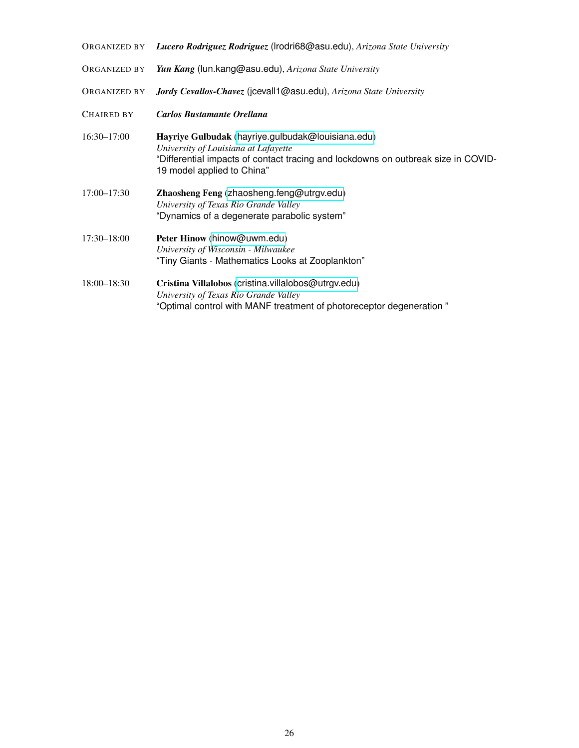ORGANIZED BY ***Lucero Rodriguez Rodriguez*** (lrodri68@asu.edu), *Arizona State University*

ORGANIZED BY ***Yun Kang*** (lun.kang@asu.edu), *Arizona State University*

ORGANIZED BY ***Jordy Cevallos-Chavez*** (jcevall1@asu.edu), *Arizona State University*

CHAIRED BY ***Carlos Bustamante Orellana***

16:30–17:00 **Hayriye Gulbudak** (hayriye.gulbudak@louisiana.edu)
*University of Louisiana at Lafayette*
"Differential impacts of contact tracing and lockdowns on outbreak size in COVID-19 model applied to China"

17:00–17:30 **Zhaosheng Feng** (zhaosheng.feng@utrgv.edu)
*University of Texas Rio Grande Valley*
"Dynamics of a degenerate parabolic system"

17:30–18:00 **Peter Hinow** (hinow@uwm.edu)
*University of Wisconsin - Milwaukee*
"Tiny Giants - Mathematics Looks at Zooplankton"

18:00–18:30 **Cristina Villalobos** (cristina.villalobos@utrgv.edu)
*University of Texas Rio Grande Valley*
"Optimal control with MANF treatment of photoreceptor degeneration "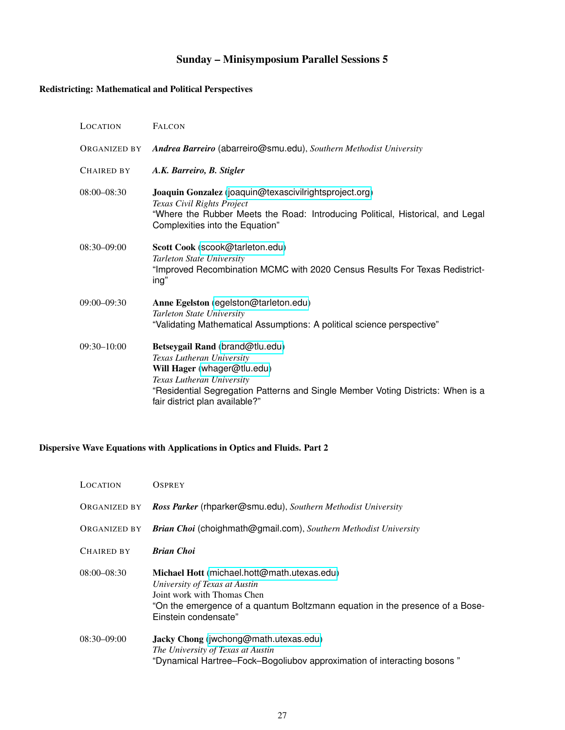## Sunday – Minisymposium Parallel Sessions 5

### Redistricting: Mathematical and Political Perspectives

| | |
|---|---|
| LOCATION | FALCON |
| ORGANIZED BY | ***Andrea Barreiro*** (abarreiro@smu.edu), *Southern Methodist University* |
| CHAIRED BY | ***A.K. Barreiro, B. Stigler*** |
| 08:00–08:30 | **Joaquin Gonzalez** (joaquin@texascivilrightsproject.org)<br>*Texas Civil Rights Project*<br>“Where the Rubber Meets the Road: Introducing Political, Historical, and Legal Complexities into the Equation” |
| 08:30–09:00 | **Scott Cook** (scook@tarleton.edu)<br>*Tarleton State University*<br>“Improved Recombination MCMC with 2020 Census Results For Texas Redistricting” |
| 09:00–09:30 | **Anne Egelston** (egelston@tarleton.edu)<br>*Tarleton State University*<br>“Validating Mathematical Assumptions: A political science perspective” |
| 09:30–10:00 | **Betseygail Rand** (brand@tlu.edu)<br>*Texas Lutheran University*<br>**Will Hager** (whager@tlu.edu)<br>*Texas Lutheran University*<br>“Residential Segregation Patterns and Single Member Voting Districts: When is a fair district plan available?” |

### Dispersive Wave Equations with Applications in Optics and Fluids. Part 2

| | |
|---|---|
| LOCATION | OSPREY |
| ORGANIZED BY | ***Ross Parker*** (rhparker@smu.edu), *Southern Methodist University* |
| ORGANIZED BY | ***Brian Choi*** (choighmath@gmail.com), *Southern Methodist University* |
| CHAIRED BY | ***Brian Choi*** |
| 08:00–08:30 | **Michael Hott** (michael.hott@math.utexas.edu)<br>*University of Texas at Austin*<br>Joint work with Thomas Chen<br>“On the emergence of a quantum Boltzmann equation in the presence of a Bose-Einstein condensate” |
| 08:30–09:00 | **Jacky Chong** (jwchong@math.utexas.edu)<br>*The University of Texas at Austin*<br>“Dynamical Hartree–Fock–Bogoliubov approximation of interacting bosons ” |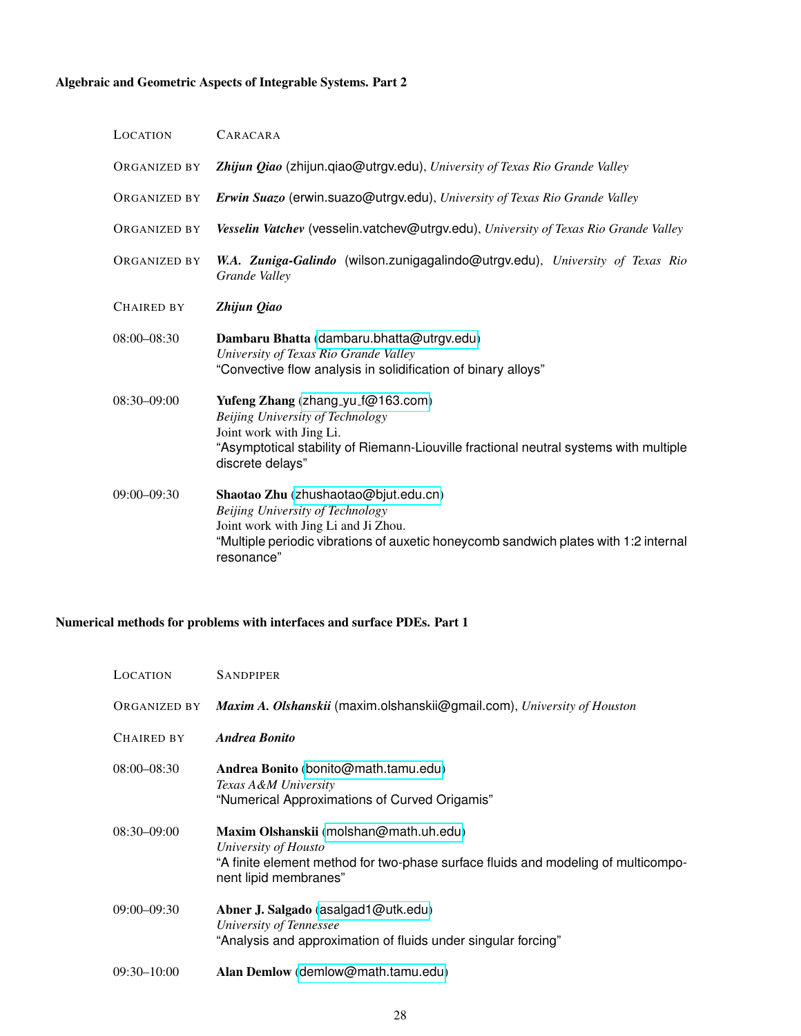### Algebraic and Geometric Aspects of Integrable Systems. Part 2

LOCATION CARACARA

ORGANIZED BY ***Zhijun Qiao*** (zhijun.qiao@utrgv.edu), *University of Texas Rio Grande Valley*

ORGANIZED BY ***Erwin Suazo*** (erwin.suazo@utrgv.edu), *University of Texas Rio Grande Valley*

ORGANIZED BY ***Vesselin Vatchev*** (vesselin.vatchev@utrgv.edu), *University of Texas Rio Grande Valley*

ORGANIZED BY ***W.A. Zuniga-Galindo*** (wilson.zunigagalindo@utrgv.edu), *University of Texas Rio Grande Valley*

CHAIRED BY ***Zhijun Qiao***

08:00–08:30 **Dambaru Bhatta** (dambaru.bhatta@utrgv.edu)
*University of Texas Rio Grande Valley*
"Convective flow analysis in solidification of binary alloys"

08:30–09:00 **Yufeng Zhang** (zhang_yu_f@163.com)
*Beijing University of Technology*
Joint work with Jing Li.
"Asymptotical stability of Riemann-Liouville fractional neutral systems with multiple discrete delays"

09:00–09:30 **Shaotao Zhu** (zhushaotao@bjut.edu.cn)
*Beijing University of Technology*
Joint work with Jing Li and Ji Zhou.
"Multiple periodic vibrations of auxetic honeycomb sandwich plates with 1:2 internal resonance"

### Numerical methods for problems with interfaces and surface PDEs. Part 1

LOCATION SANDPIPER

ORGANIZED BY ***Maxim A. Olshanskii*** (maxim.olshanskii@gmail.com), *University of Houston*

CHAIRED BY ***Andrea Bonito***

08:00–08:30 **Andrea Bonito** (bonito@math.tamu.edu)
*Texas A&M University*
"Numerical Approximations of Curved Origamis"

08:30–09:00 **Maxim Olshanskii** (molshan@math.uh.edu)
*University of Housto*
"A finite element method for two-phase surface fluids and modeling of multicomponent lipid membranes"

09:00–09:30 **Abner J. Salgado** (asalgad1@utk.edu)
*University of Tennessee*
"Analysis and approximation of fluids under singular forcing"

09:30–10:00 **Alan Demlow** (demlow@math.tamu.edu)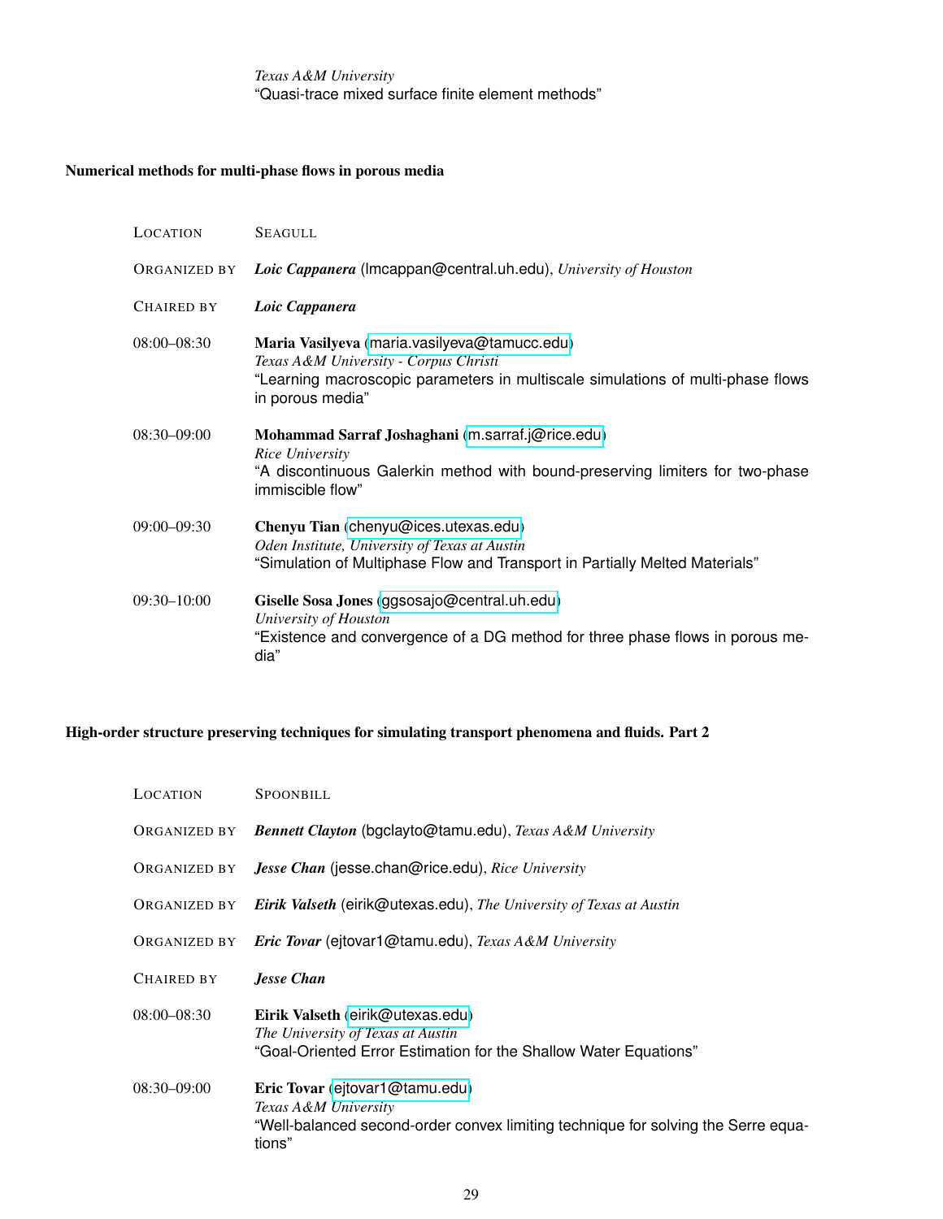*Texas A&M University*
"Quasi-trace mixed surface finite element methods"

### Numerical methods for multi-phase flows in porous media

LOCATION SEAGULL

ORGANIZED BY ***Loic Cappanera*** (lmcappan@central.uh.edu), *University of Houston*

CHAIRED BY ***Loic Cappanera***

08:00–08:30 **Maria Vasilyeva** (maria.vasilyeva@tamucc.edu)
*Texas A&M University - Corpus Christi*
"Learning macroscopic parameters in multiscale simulations of multi-phase flows in porous media"

08:30–09:00 **Mohammad Sarraf Joshaghani** (m.sarraf.j@rice.edu)
*Rice University*
"A discontinuous Galerkin method with bound-preserving limiters for two-phase immiscible flow"

09:00–09:30 **Chenyu Tian** (chenyu@ices.utexas.edu)
*Oden Institute, University of Texas at Austin*
"Simulation of Multiphase Flow and Transport in Partially Melted Materials"

09:30–10:00 **Giselle Sosa Jones** (ggsosajo@central.uh.edu)
*University of Houston*
"Existence and convergence of a DG method for three phase flows in porous media"

### High-order structure preserving techniques for simulating transport phenomena and fluids. Part 2

LOCATION SPOONBILL

ORGANIZED BY ***Bennett Clayton*** (bgclayto@tamu.edu), *Texas A&M University*

ORGANIZED BY ***Jesse Chan*** (jesse.chan@rice.edu), *Rice University*

ORGANIZED BY ***Eirik Valseth*** (eirik@utexas.edu), *The University of Texas at Austin*

ORGANIZED BY ***Eric Tovar*** (ejtovar1@tamu.edu), *Texas A&M University*

CHAIRED BY ***Jesse Chan***

08:00–08:30 **Eirik Valseth** (eirik@utexas.edu)
*The University of Texas at Austin*
"Goal-Oriented Error Estimation for the Shallow Water Equations"

08:30–09:00 **Eric Tovar** (ejtovar1@tamu.edu)
*Texas A&M University*
"Well-balanced second-order convex limiting technique for solving the Serre equations"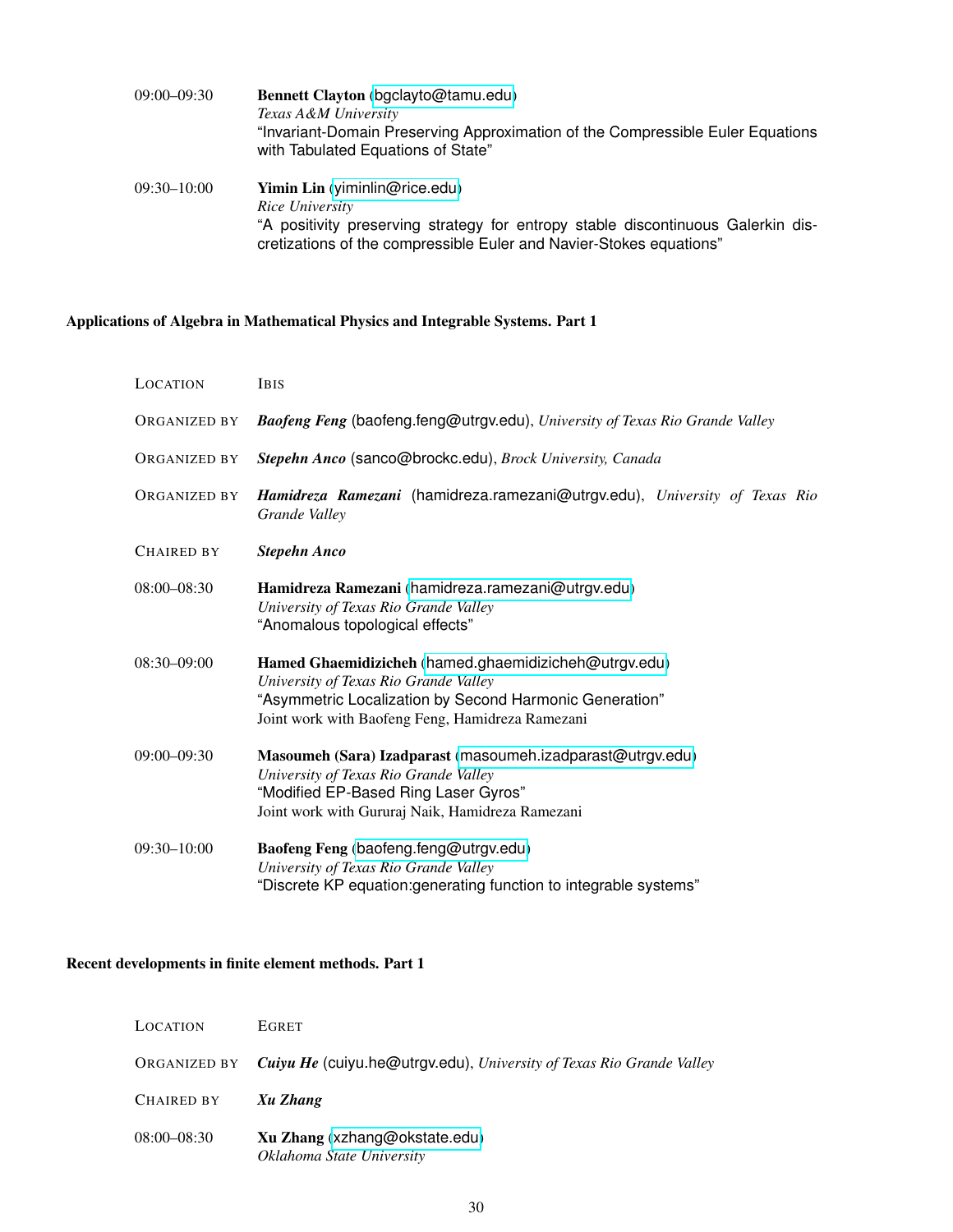09:00–09:30 **Bennett Clayton** (bgclayto@tamu.edu)
*Texas A&M University*
"Invariant-Domain Preserving Approximation of the Compressible Euler Equations with Tabulated Equations of State"

09:30–10:00 **Yimin Lin** (yiminlin@rice.edu)
*Rice University*
"A positivity preserving strategy for entropy stable discontinuous Galerkin discretizations of the compressible Euler and Navier-Stokes equations"

### Applications of Algebra in Mathematical Physics and Integrable Systems. Part 1

LOCATION Ibis

ORGANIZED BY ***Baofeng Feng*** (baofeng.feng@utrgv.edu), *University of Texas Rio Grande Valley*

ORGANIZED BY ***Stepehn Anco*** (sanco@brockc.edu), *Brock University, Canada*

ORGANIZED BY ***Hamidreza Ramezani*** (hamidreza.ramezani@utrgv.edu), *University of Texas Rio Grande Valley*

CHAIRED BY ***Stepehn Anco***

08:00–08:30 **Hamidreza Ramezani** (hamidreza.ramezani@utrgv.edu)
*University of Texas Rio Grande Valley*
"Anomalous topological effects"

08:30–09:00 **Hamed Ghaemidizicheh** (hamed.ghaemidizicheh@utrgv.edu)
*University of Texas Rio Grande Valley*
"Asymmetric Localization by Second Harmonic Generation"
Joint work with Baofeng Feng, Hamidreza Ramezani

09:00–09:30 **Masoumeh (Sara) Izadparast** (masoumeh.izadparast@utrgv.edu)
*University of Texas Rio Grande Valley*
"Modified EP-Based Ring Laser Gyros"
Joint work with Gururaj Naik, Hamidreza Ramezani

09:30–10:00 **Baofeng Feng** (baofeng.feng@utrgv.edu)
*University of Texas Rio Grande Valley*
"Discrete KP equation:generating function to integrable systems"

### Recent developments in finite element methods. Part 1

LOCATION Egret

ORGANIZED BY ***Cuiyu He*** (cuiyu.he@utrgv.edu), *University of Texas Rio Grande Valley*

CHAIRED BY ***Xu Zhang***

08:00–08:30 **Xu Zhang** (xzhang@okstate.edu)
*Oklahoma State University*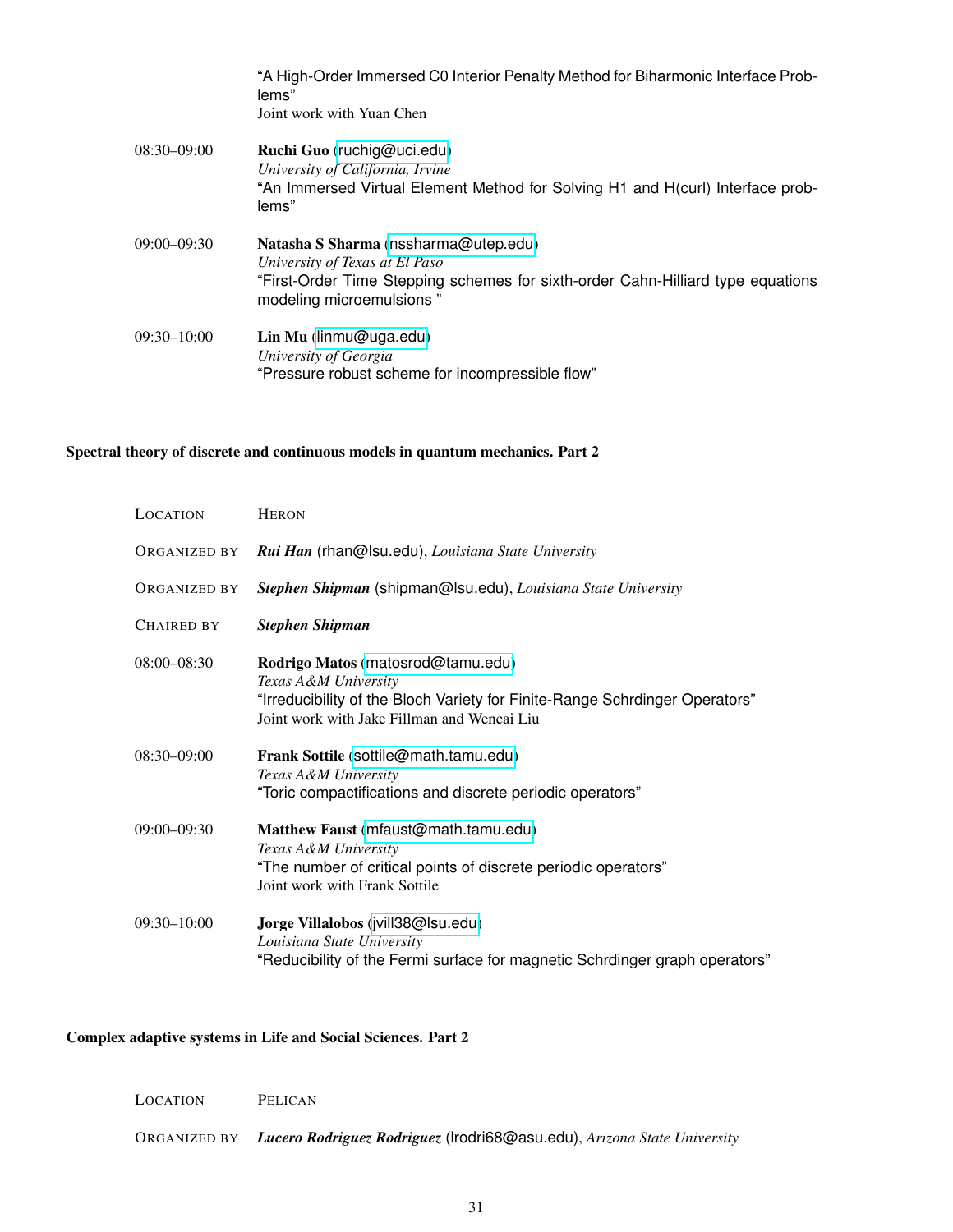"A High-Order Immersed C0 Interior Penalty Method for Biharmonic Interface Problems"
Joint work with Yuan Chen

08:30–09:00 **Ruchi Guo** (ruchig@uci.edu)
*University of California, Irvine*
"An Immersed Virtual Element Method for Solving H1 and H(curl) Interface problems"

09:00–09:30 **Natasha S Sharma** (nssharma@utep.edu)
*University of Texas at El Paso*
"First-Order Time Stepping schemes for sixth-order Cahn-Hilliard type equations modeling microemulsions "

09:30–10:00 **Lin Mu** (linmu@uga.edu)
*University of Georgia*
"Pressure robust scheme for incompressible flow"

### Spectral theory of discrete and continuous models in quantum mechanics. Part 2

LOCATION HERON

ORGANIZED BY ***Rui Han*** (rhan@lsu.edu), *Louisiana State University*

ORGANIZED BY ***Stephen Shipman*** (shipman@lsu.edu), *Louisiana State University*

CHAIRED BY ***Stephen Shipman***

08:00–08:30 **Rodrigo Matos** (matosrod@tamu.edu)
*Texas A&M University*
"Irreducibility of the Bloch Variety for Finite-Range Schrdinger Operators"
Joint work with Jake Fillman and Wencai Liu

08:30–09:00 **Frank Sottile** (sottile@math.tamu.edu)
*Texas A&M University*
"Toric compactifications and discrete periodic operators"

09:00–09:30 **Matthew Faust** (mfaust@math.tamu.edu)
*Texas A&M University*
"The number of critical points of discrete periodic operators"
Joint work with Frank Sottile

09:30–10:00 **Jorge Villalobos** (jvill38@lsu.edu)
*Louisiana State University*
"Reducibility of the Fermi surface for magnetic Schrdinger graph operators"

### Complex adaptive systems in Life and Social Sciences. Part 2

LOCATION PELICAN

ORGANIZED BY ***Lucero Rodriguez Rodriguez*** (lrodri68@asu.edu), *Arizona State University*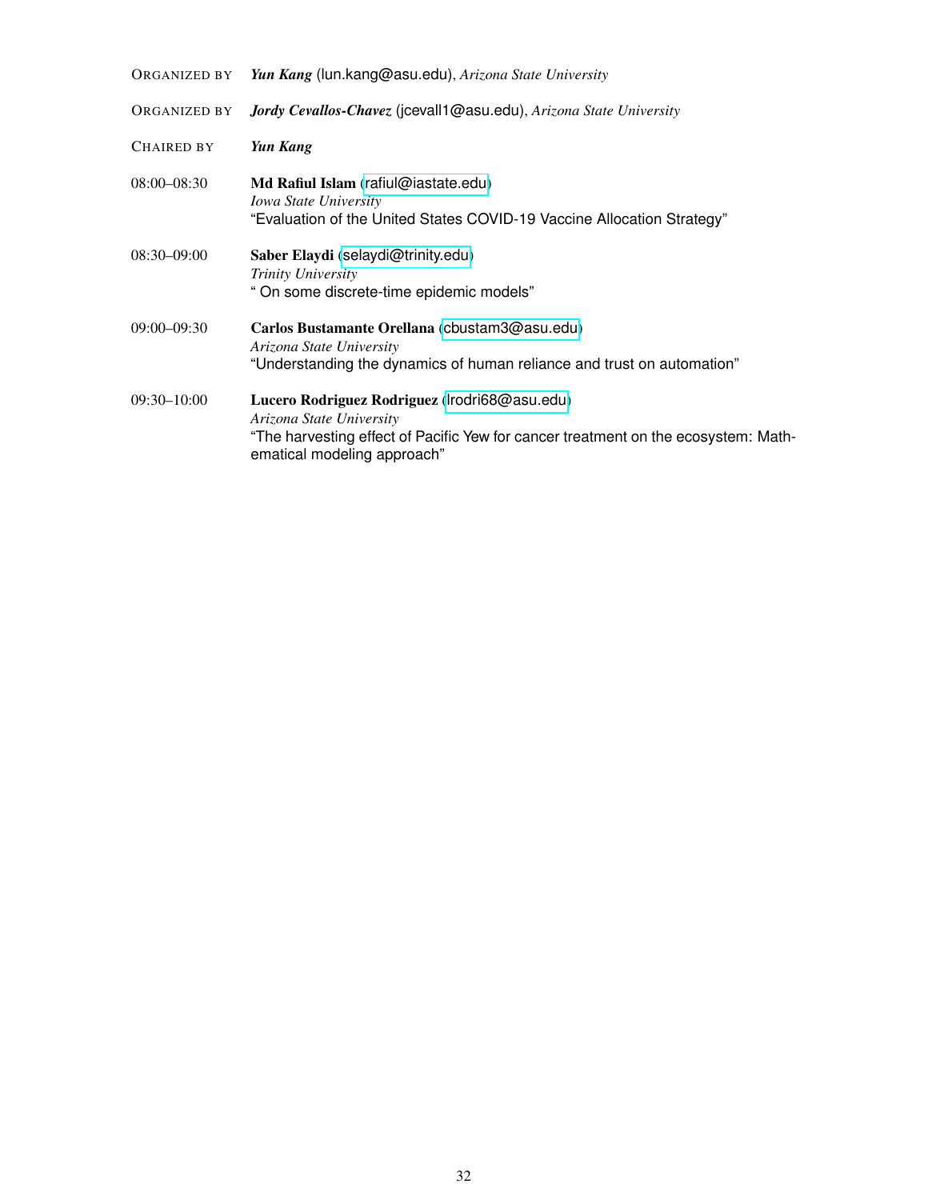ORGANIZED BY ***Yun Kang*** (lun.kang@asu.edu), *Arizona State University*

ORGANIZED BY ***Jordy Cevallos-Chavez*** (jcevall1@asu.edu), *Arizona State University*

CHAIRED BY ***Yun Kang***

08:00–08:30 **Md Rafiul Islam** (rafiul@iastate.edu)
*Iowa State University*
"Evaluation of the United States COVID-19 Vaccine Allocation Strategy"

08:30–09:00 **Saber Elaydi** (selaydi@trinity.edu)
*Trinity University*
" On some discrete-time epidemic models"

09:00–09:30 **Carlos Bustamante Orellana** (cbustam3@asu.edu)
*Arizona State University*
"Understanding the dynamics of human reliance and trust on automation"

09:30–10:00 **Lucero Rodriguez Rodriguez** (lrodri68@asu.edu)
*Arizona State University*
"The harvesting effect of Pacific Yew for cancer treatment on the ecosystem: Mathematical modeling approach"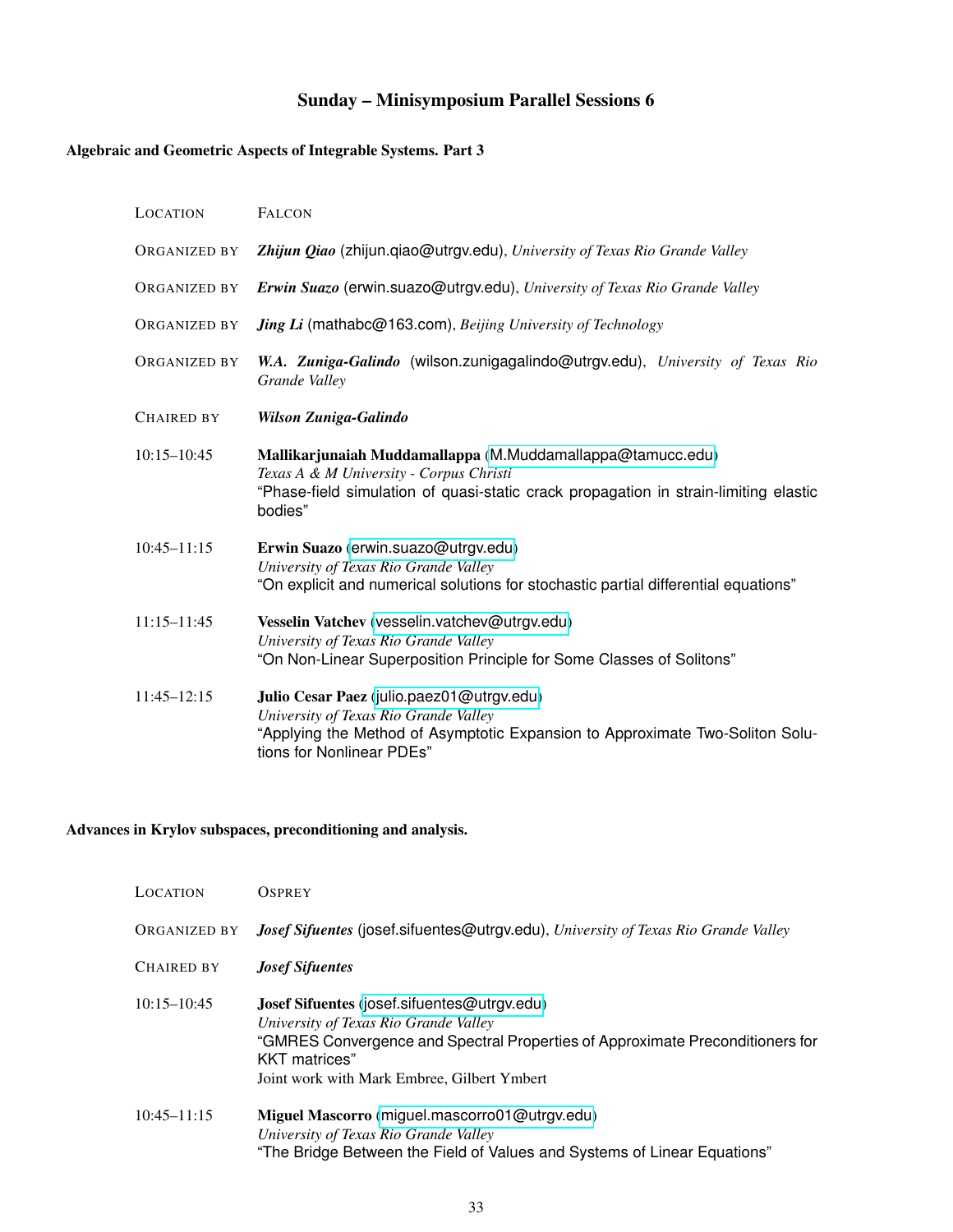# Sunday – Minisymposium Parallel Sessions 6

## Algebraic and Geometric Aspects of Integrable Systems. Part 3

| | |
|---|---|
| LOCATION | FALCON |
| ORGANIZED BY | ***Zhijun Qiao*** (zhijun.qiao@utrgv.edu), *University of Texas Rio Grande Valley* |
| ORGANIZED BY | ***Erwin Suazo*** (erwin.suazo@utrgv.edu), *University of Texas Rio Grande Valley* |
| ORGANIZED BY | ***Jing Li*** (mathabc@163.com), *Beijing University of Technology* |
| ORGANIZED BY | ***W.A. Zuniga-Galindo*** (wilson.zunigagalindo@utrgv.edu), *University of Texas Rio Grande Valley* |
| CHAIRED BY | ***Wilson Zuniga-Galindo*** |
| 10:15–10:45 | **Mallikarjunaiah Muddamallappa** (M.Muddamallappa@tamucc.edu) *Texas A & M University - Corpus Christi* "Phase-field simulation of quasi-static crack propagation in strain-limiting elastic bodies" |
| 10:45–11:15 | **Erwin Suazo** (erwin.suazo@utrgv.edu) *University of Texas Rio Grande Valley* "On explicit and numerical solutions for stochastic partial differential equations" |
| 11:15–11:45 | **Vesselin Vatchev** (vesselin.vatchev@utrgv.edu) *University of Texas Rio Grande Valley* "On Non-Linear Superposition Principle for Some Classes of Solitons" |
| 11:45–12:15 | **Julio Cesar Paez** (julio.paez01@utrgv.edu) *University of Texas Rio Grande Valley* "Applying the Method of Asymptotic Expansion to Approximate Two-Soliton Solutions for Nonlinear PDEs" |

## Advances in Krylov subspaces, preconditioning and analysis.

| | |
|---|---|
| LOCATION | OSPREY |
| ORGANIZED BY | ***Josef Sifuentes*** (josef.sifuentes@utrgv.edu), *University of Texas Rio Grande Valley* |
| CHAIRED BY | ***Josef Sifuentes*** |
| 10:15–10:45 | **Josef Sifuentes** (josef.sifuentes@utrgv.edu) *University of Texas Rio Grande Valley* "GMRES Convergence and Spectral Properties of Approximate Preconditioners for KKT matrices" Joint work with Mark Embree, Gilbert Ymbert |
| 10:45–11:15 | **Miguel Mascorro** (miguel.mascorro01@utrgv.edu) *University of Texas Rio Grande Valley* "The Bridge Between the Field of Values and Systems of Linear Equations" |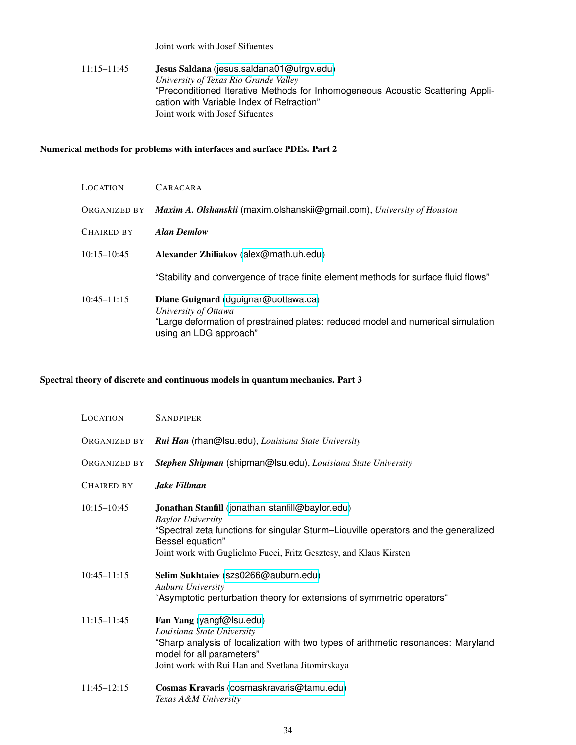Joint work with Josef Sifuentes

11:15–11:45 **Jesus Saldana** (jesus.saldana01@utrgv.edu)
*University of Texas Rio Grande Valley*
"Preconditioned Iterative Methods for Inhomogeneous Acoustic Scattering Application with Variable Index of Refraction"
Joint work with Josef Sifuentes

### Numerical methods for problems with interfaces and surface PDEs. Part 2

LOCATION CARACARA

ORGANIZED BY ***Maxim A. Olshanskii*** (maxim.olshanskii@gmail.com), *University of Houston*

CHAIRED BY ***Alan Demlow***

10:15–10:45 **Alexander Zhiliakov** (alex@math.uh.edu)

"Stability and convergence of trace finite element methods for surface fluid flows"

10:45–11:15 **Diane Guignard** (dguignar@uottawa.ca)
*University of Ottawa*
"Large deformation of prestrained plates: reduced model and numerical simulation using an LDG approach"

### Spectral theory of discrete and continuous models in quantum mechanics. Part 3

LOCATION SANDPIPER

ORGANIZED BY ***Rui Han*** (rhan@lsu.edu), *Louisiana State University*

ORGANIZED BY ***Stephen Shipman*** (shipman@lsu.edu), *Louisiana State University*

CHAIRED BY ***Jake Fillman***

10:15–10:45 **Jonathan Stanfill** (jonathan_stanfill@baylor.edu)
*Baylor University*
"Spectral zeta functions for singular Sturm–Liouville operators and the generalized Bessel equation"
Joint work with Guglielmo Fucci, Fritz Gesztesy, and Klaus Kirsten

10:45–11:15 **Selim Sukhtaiev** (szs0266@auburn.edu)
*Auburn University*
"Asymptotic perturbation theory for extensions of symmetric operators"

11:15–11:45 **Fan Yang** (yangf@lsu.edu)
*Louisiana State University*
"Sharp analysis of localization with two types of arithmetic resonances: Maryland model for all parameters"
Joint work with Rui Han and Svetlana Jitomirskaya

11:45–12:15 **Cosmas Kravaris** (cosmaskravaris@tamu.edu)
*Texas A&M University*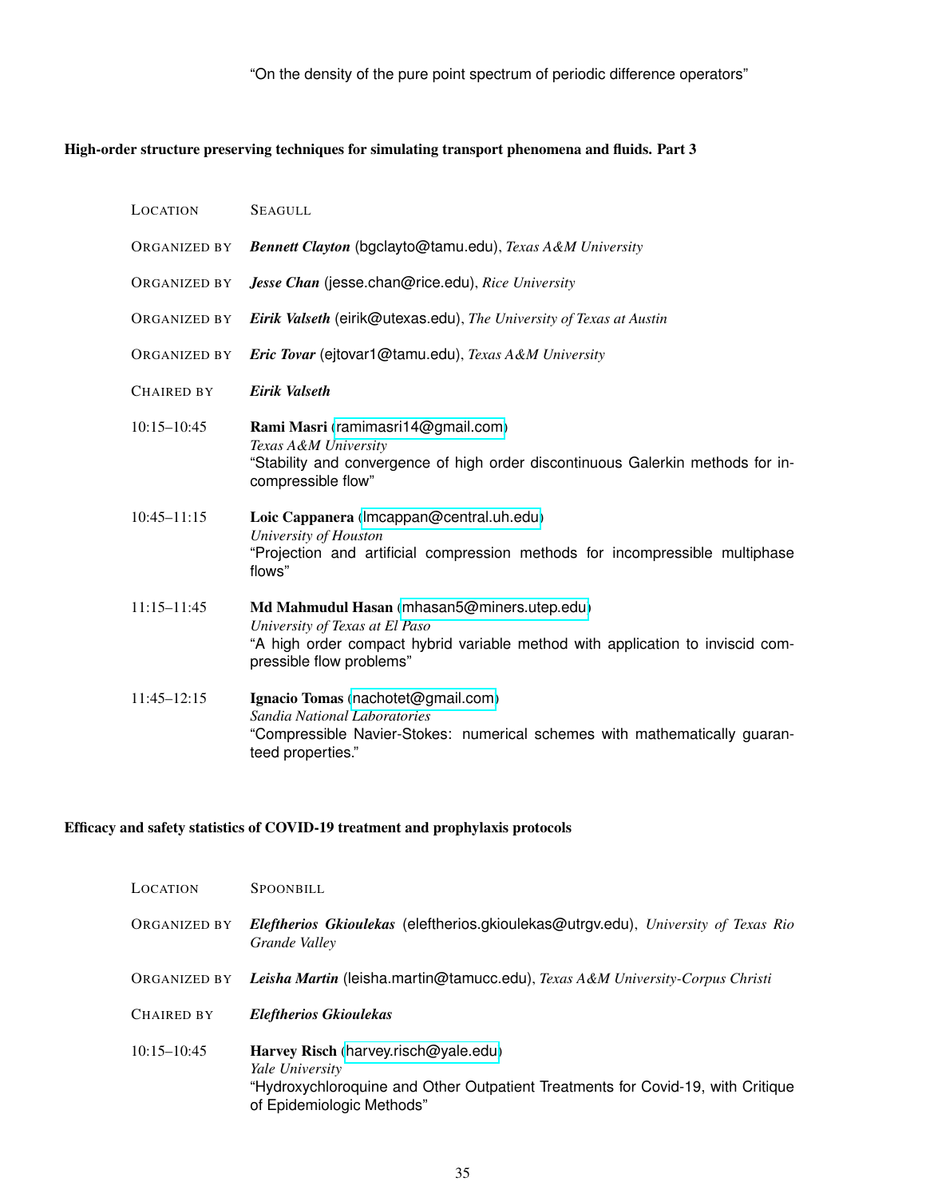"On the density of the pure point spectrum of periodic difference operators"

### High-order structure preserving techniques for simulating transport phenomena and fluids. Part 3

LOCATION SEAGULL

ORGANIZED BY ***Bennett Clayton*** (bgclayto@tamu.edu), *Texas A&M University*

ORGANIZED BY ***Jesse Chan*** (jesse.chan@rice.edu), *Rice University*

ORGANIZED BY ***Eirik Valseth*** (eirik@utexas.edu), *The University of Texas at Austin*

ORGANIZED BY ***Eric Tovar*** (ejtovar1@tamu.edu), *Texas A&M University*

CHAIRED BY ***Eirik Valseth***

10:15–10:45 **Rami Masri** (ramimasri14@gmail.com)
*Texas A&M University*
"Stability and convergence of high order discontinuous Galerkin methods for incompressible flow"

10:45–11:15 **Loic Cappanera** (lmcappan@central.uh.edu)
*University of Houston*
"Projection and artificial compression methods for incompressible multiphase flows"

11:15–11:45 **Md Mahmudul Hasan** (mhasan5@miners.utep.edu)
*University of Texas at El Paso*
"A high order compact hybrid variable method with application to inviscid compressible flow problems"

11:45–12:15 **Ignacio Tomas** (nachotet@gmail.com)
*Sandia National Laboratories*
"Compressible Navier-Stokes: numerical schemes with mathematically guaranteed properties."

### Efficacy and safety statistics of COVID-19 treatment and prophylaxis protocols

LOCATION SPOONBILL

ORGANIZED BY ***Eleftherios Gkioulekas*** (eleftherios.gkioulekas@utrgv.edu), *University of Texas Rio Grande Valley*

ORGANIZED BY ***Leisha Martin*** (leisha.martin@tamucc.edu), *Texas A&M University-Corpus Christi*

CHAIRED BY ***Eleftherios Gkioulekas***

10:15–10:45 **Harvey Risch** (harvey.risch@yale.edu)
*Yale University*
"Hydroxychloroquine and Other Outpatient Treatments for Covid-19, with Critique of Epidemiologic Methods"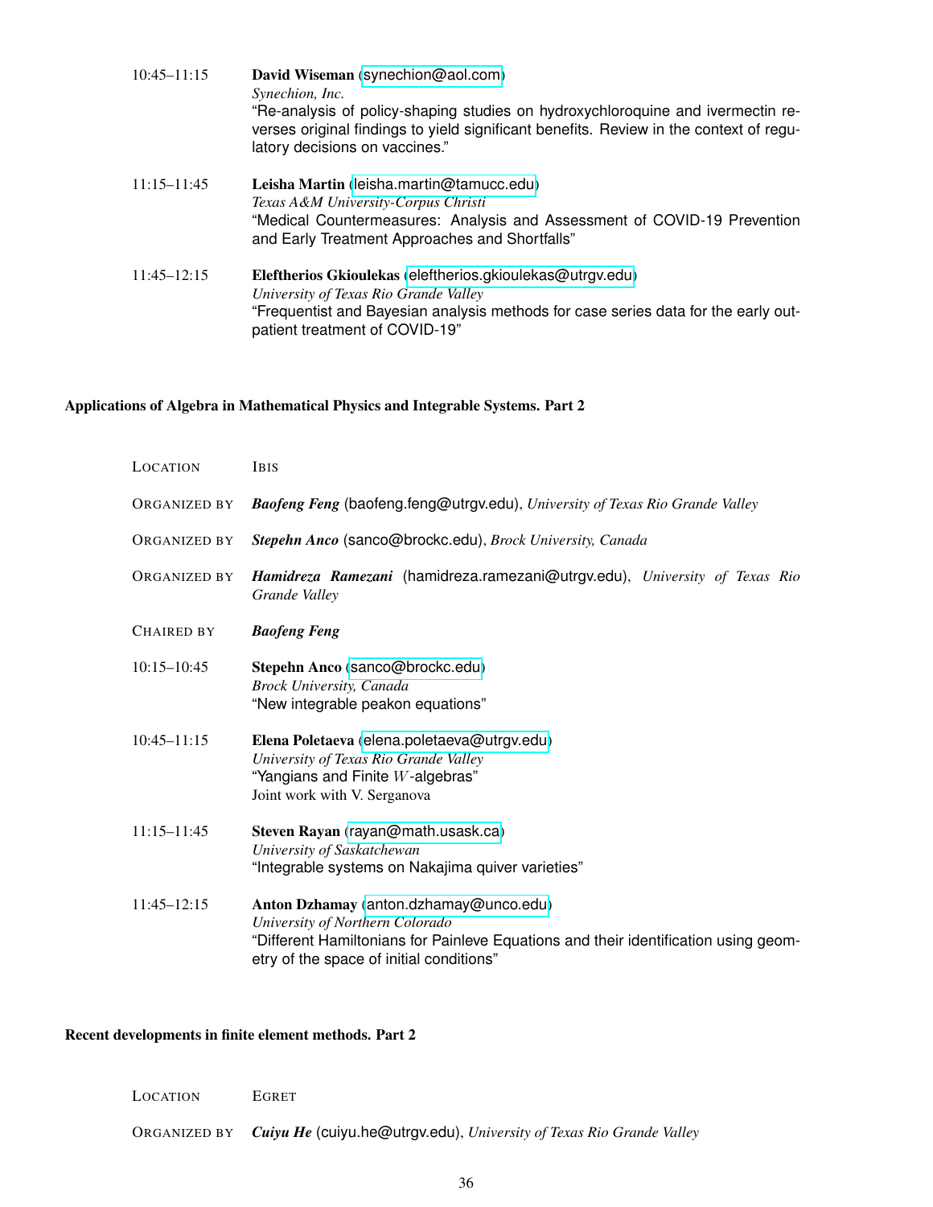10:45–11:15 **David Wiseman** (synechion@aol.com)
*Synechion, Inc.*
"Re-analysis of policy-shaping studies on hydroxychloroquine and ivermectin reverses original findings to yield significant benefits. Review in the context of regulatory decisions on vaccines."

11:15–11:45 **Leisha Martin** (leisha.martin@tamucc.edu)
*Texas A&M University-Corpus Christi*
"Medical Countermeasures: Analysis and Assessment of COVID-19 Prevention and Early Treatment Approaches and Shortfalls"

11:45–12:15 **Eleftherios Gkioulekas** (eleftherios.gkioulekas@utrgv.edu)
*University of Texas Rio Grande Valley*
"Frequentist and Bayesian analysis methods for case series data for the early outpatient treatment of COVID-19"

### Applications of Algebra in Mathematical Physics and Integrable Systems. Part 2

LOCATION Ibis

ORGANIZED BY ***Baofeng Feng*** (baofeng.feng@utrgv.edu), *University of Texas Rio Grande Valley*

ORGANIZED BY ***Stepehn Anco*** (sanco@brockc.edu), *Brock University, Canada*

ORGANIZED BY ***Hamidreza Ramezani*** (hamidreza.ramezani@utrgv.edu), *University of Texas Rio Grande Valley*

CHAIRED BY ***Baofeng Feng***

10:15–10:45 **Stepehn Anco** (sanco@brockc.edu)
*Brock University, Canada*
"New integrable peakon equations"

10:45–11:15 **Elena Poletaeva** (elena.poletaeva@utrgv.edu)
*University of Texas Rio Grande Valley*
"Yangians and Finite $W$-algebras"
Joint work with V. Serganova

11:15–11:45 **Steven Rayan** (rayan@math.usask.ca)
*University of Saskatchewan*
"Integrable systems on Nakajima quiver varieties"

11:45–12:15 **Anton Dzhamay** (anton.dzhamay@unco.edu)
*University of Northern Colorado*
"Different Hamiltonians for Painleve Equations and their identification using geometry of the space of initial conditions"

### Recent developments in finite element methods. Part 2

LOCATION Egret

ORGANIZED BY ***Cuiyu He*** (cuiyu.he@utrgv.edu), *University of Texas Rio Grande Valley*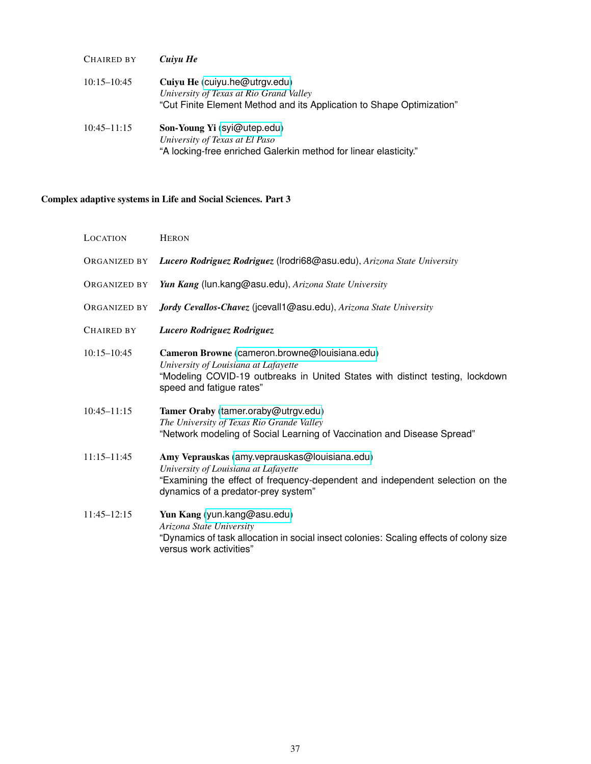CHAIRED BY *Cuiyu He*

10:15–10:45 **Cuiyu He** (cuiyu.he@utrgv.edu)
*University of Texas at Rio Grand Valley*
"Cut Finite Element Method and its Application to Shape Optimization"

10:45–11:15 **Son-Young Yi** (syi@utep.edu)
*University of Texas at El Paso*
"A locking-free enriched Galerkin method for linear elasticity."

## Complex adaptive systems in Life and Social Sciences. Part 3

LOCATION HERON

ORGANIZED BY ***Lucero Rodriguez Rodriguez*** (lrodri68@asu.edu), *Arizona State University*

ORGANIZED BY ***Yun Kang*** (lun.kang@asu.edu), *Arizona State University*

ORGANIZED BY ***Jordy Cevallos-Chavez*** (jcevall1@asu.edu), *Arizona State University*

CHAIRED BY ***Lucero Rodriguez Rodriguez***

10:15–10:45 **Cameron Browne** (cameron.browne@louisiana.edu)
*University of Louisiana at Lafayette*
"Modeling COVID-19 outbreaks in United States with distinct testing, lockdown speed and fatigue rates"

10:45–11:15 **Tamer Oraby** (tamer.oraby@utrgv.edu)
*The University of Texas Rio Grande Valley*
"Network modeling of Social Learning of Vaccination and Disease Spread"

11:15–11:45 **Amy Veprauskas** (amy.veprauskas@louisiana.edu)
*University of Louisiana at Lafayette*
"Examining the effect of frequency-dependent and independent selection on the dynamics of a predator-prey system"

11:45–12:15 **Yun Kang** (yun.kang@asu.edu)
*Arizona State University*
"Dynamics of task allocation in social insect colonies: Scaling effects of colony size versus work activities"